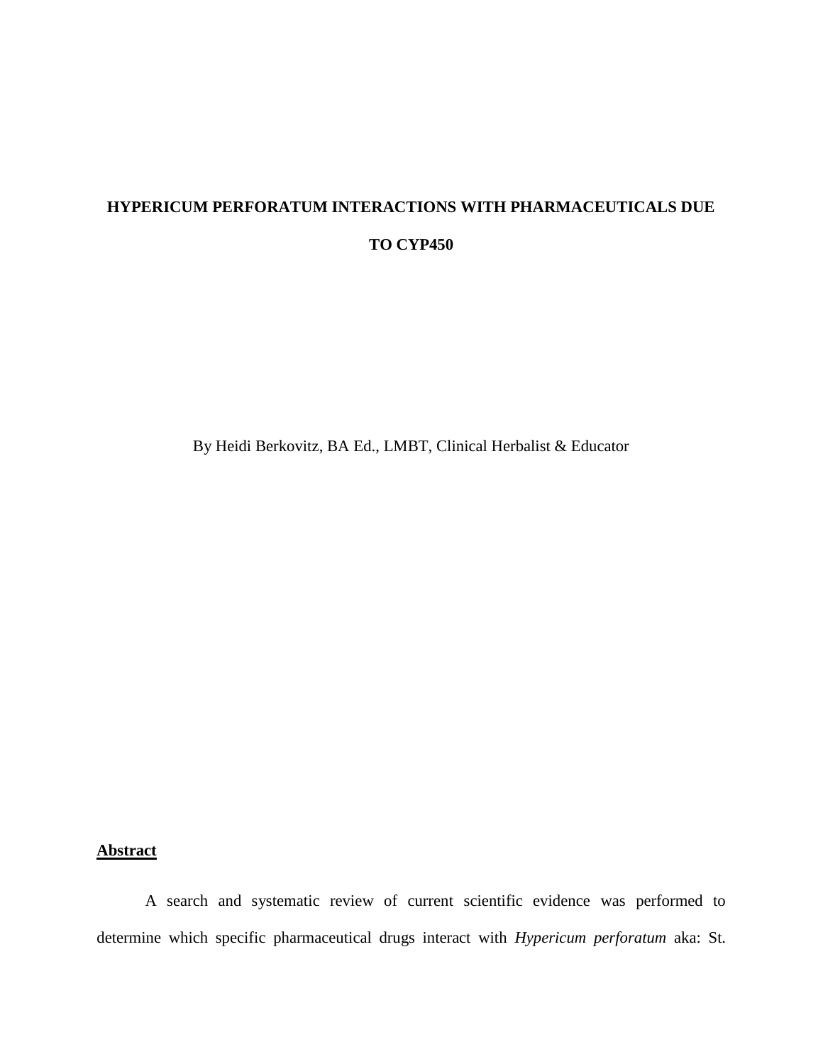# HYPERICUM PERFORATUM INTERACTIONS WITH PHARMACEUTICALS DUE TO CYP450

By Heidi Berkovitz, BA Ed., LMBT, Clinical Herbalist & Educator

## Abstract

A search and systematic review of current scientific evidence was performed to determine which specific pharmaceutical drugs interact with *Hypericum perforatum* aka: St.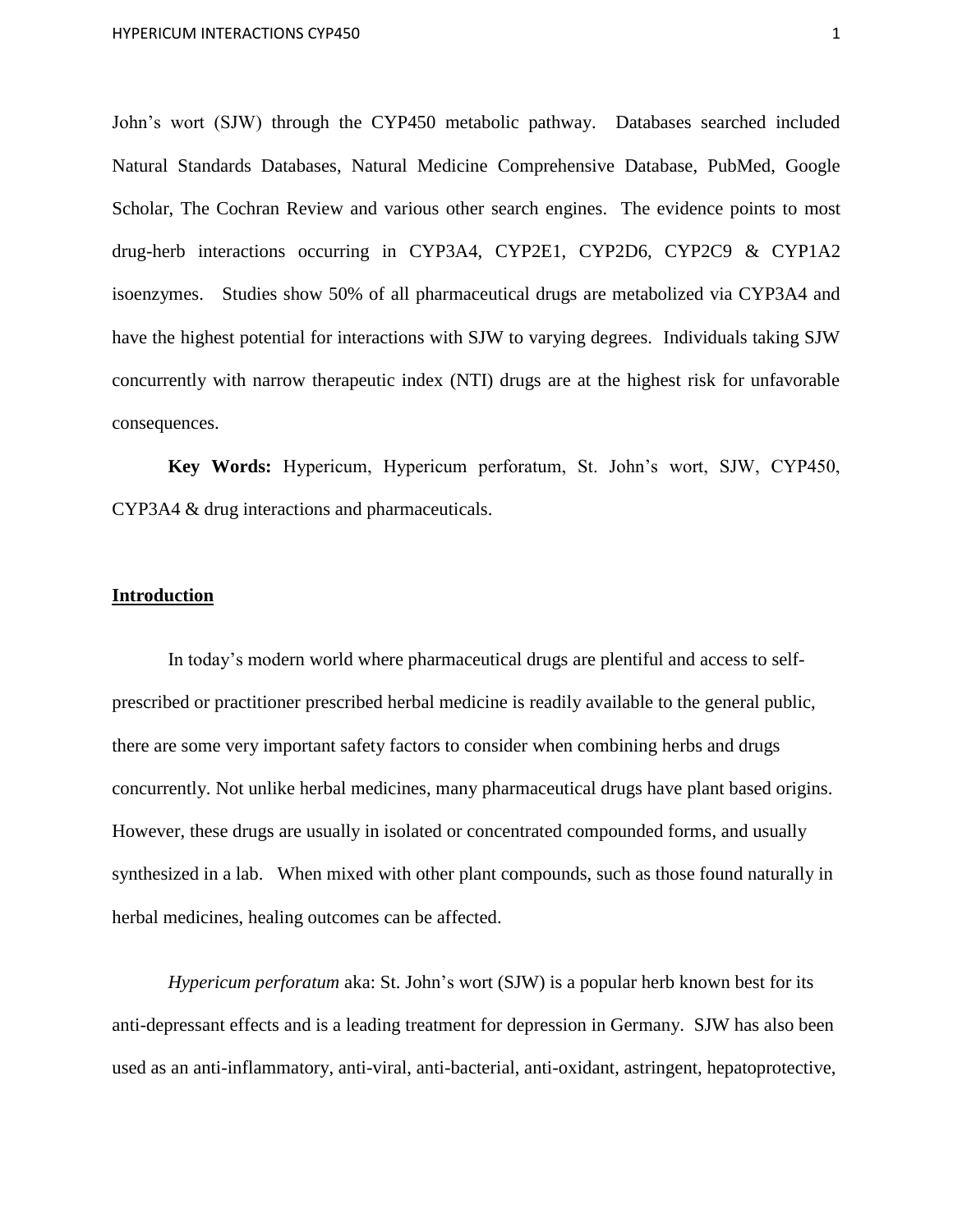John's wort (SJW) through the CYP450 metabolic pathway. Databases searched included Natural Standards Databases, Natural Medicine Comprehensive Database, PubMed, Google Scholar, The Cochran Review and various other search engines. The evidence points to most drug-herb interactions occurring in CYP3A4, CYP2E1, CYP2D6, CYP2C9 & CYP1A2 isoenzymes. Studies show 50% of all pharmaceutical drugs are metabolized via CYP3A4 and have the highest potential for interactions with SJW to varying degrees. Individuals taking SJW concurrently with narrow therapeutic index (NTI) drugs are at the highest risk for unfavorable consequences.

**Key Words:** Hypericum, Hypericum perforatum, St. John's wort, SJW, CYP450, CYP3A4 & drug interactions and pharmaceuticals.

## Introduction

In today's modern world where pharmaceutical drugs are plentiful and access to self-prescribed or practitioner prescribed herbal medicine is readily available to the general public, there are some very important safety factors to consider when combining herbs and drugs concurrently. Not unlike herbal medicines, many pharmaceutical drugs have plant based origins. However, these drugs are usually in isolated or concentrated compounded forms, and usually synthesized in a lab. When mixed with other plant compounds, such as those found naturally in herbal medicines, healing outcomes can be affected.

*Hypericum perforatum* aka: St. John's wort (SJW) is a popular herb known best for its anti-depressant effects and is a leading treatment for depression in Germany. SJW has also been used as an anti-inflammatory, anti-viral, anti-bacterial, anti-oxidant, astringent, hepatoprotective,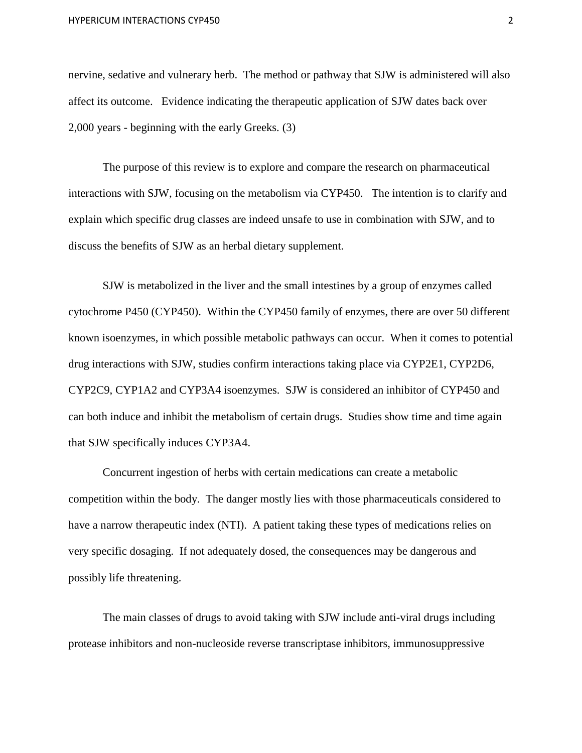nervine, sedative and vulnerary herb. The method or pathway that SJW is administered will also affect its outcome. Evidence indicating the therapeutic application of SJW dates back over 2,000 years - beginning with the early Greeks. (3)

The purpose of this review is to explore and compare the research on pharmaceutical interactions with SJW, focusing on the metabolism via CYP450. The intention is to clarify and explain which specific drug classes are indeed unsafe to use in combination with SJW, and to discuss the benefits of SJW as an herbal dietary supplement.

SJW is metabolized in the liver and the small intestines by a group of enzymes called cytochrome P450 (CYP450). Within the CYP450 family of enzymes, there are over 50 different known isoenzymes, in which possible metabolic pathways can occur. When it comes to potential drug interactions with SJW, studies confirm interactions taking place via CYP2E1, CYP2D6, CYP2C9, CYP1A2 and CYP3A4 isoenzymes. SJW is considered an inhibitor of CYP450 and can both induce and inhibit the metabolism of certain drugs. Studies show time and time again that SJW specifically induces CYP3A4.

Concurrent ingestion of herbs with certain medications can create a metabolic competition within the body. The danger mostly lies with those pharmaceuticals considered to have a narrow therapeutic index (NTI). A patient taking these types of medications relies on very specific dosaging. If not adequately dosed, the consequences may be dangerous and possibly life threatening.

The main classes of drugs to avoid taking with SJW include anti-viral drugs including protease inhibitors and non-nucleoside reverse transcriptase inhibitors, immunosuppressive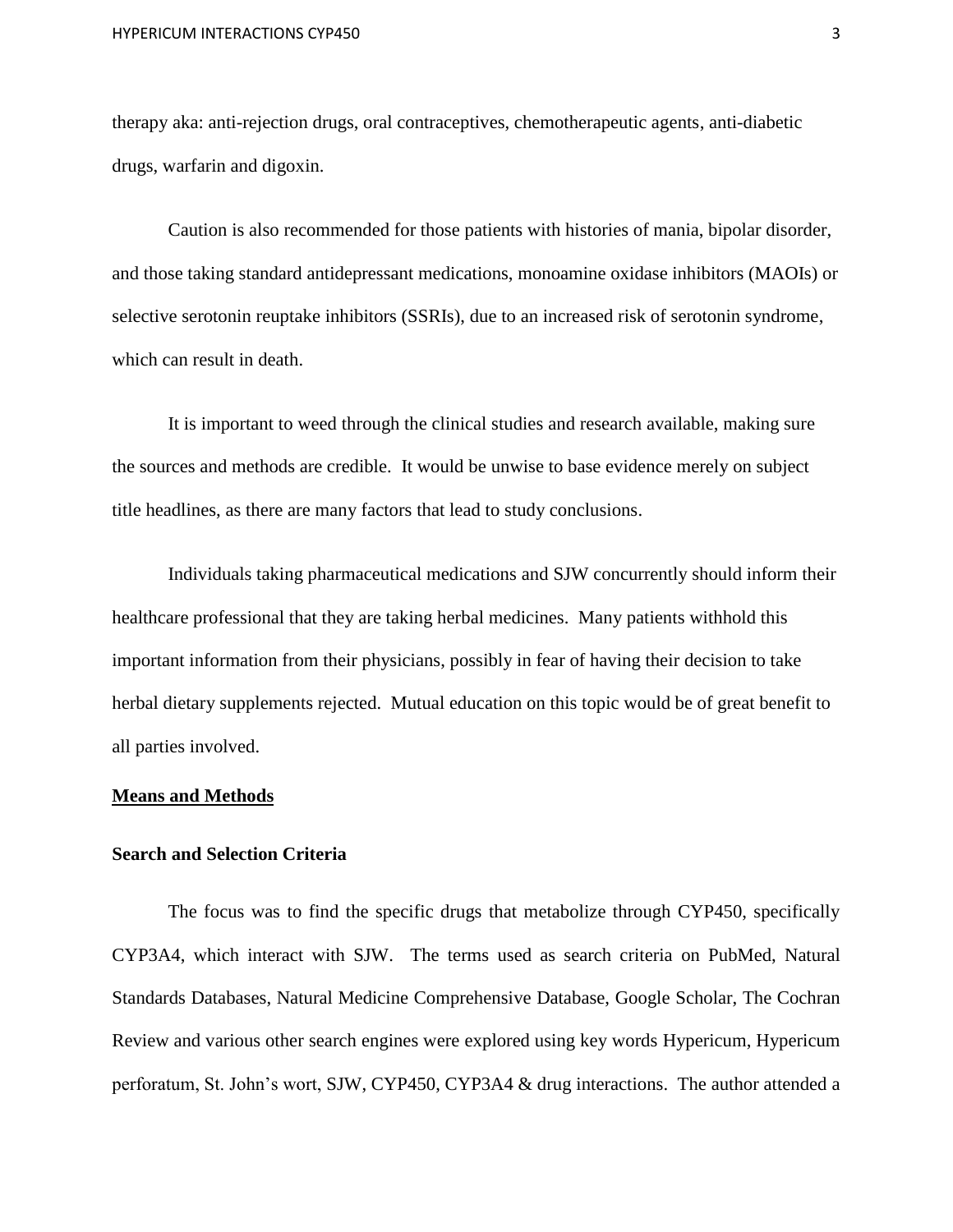therapy aka: anti-rejection drugs, oral contraceptives, chemotherapeutic agents, anti-diabetic drugs, warfarin and digoxin.

Caution is also recommended for those patients with histories of mania, bipolar disorder, and those taking standard antidepressant medications, monoamine oxidase inhibitors (MAOIs) or selective serotonin reuptake inhibitors (SSRIs), due to an increased risk of serotonin syndrome, which can result in death.

It is important to weed through the clinical studies and research available, making sure the sources and methods are credible. It would be unwise to base evidence merely on subject title headlines, as there are many factors that lead to study conclusions.

Individuals taking pharmaceutical medications and SJW concurrently should inform their healthcare professional that they are taking herbal medicines. Many patients withhold this important information from their physicians, possibly in fear of having their decision to take herbal dietary supplements rejected. Mutual education on this topic would be of great benefit to all parties involved.

## Means and Methods

### Search and Selection Criteria

The focus was to find the specific drugs that metabolize through CYP450, specifically CYP3A4, which interact with SJW. The terms used as search criteria on PubMed, Natural Standards Databases, Natural Medicine Comprehensive Database, Google Scholar, The Cochran Review and various other search engines were explored using key words Hypericum, Hypericum perforatum, St. John's wort, SJW, CYP450, CYP3A4 & drug interactions. The author attended a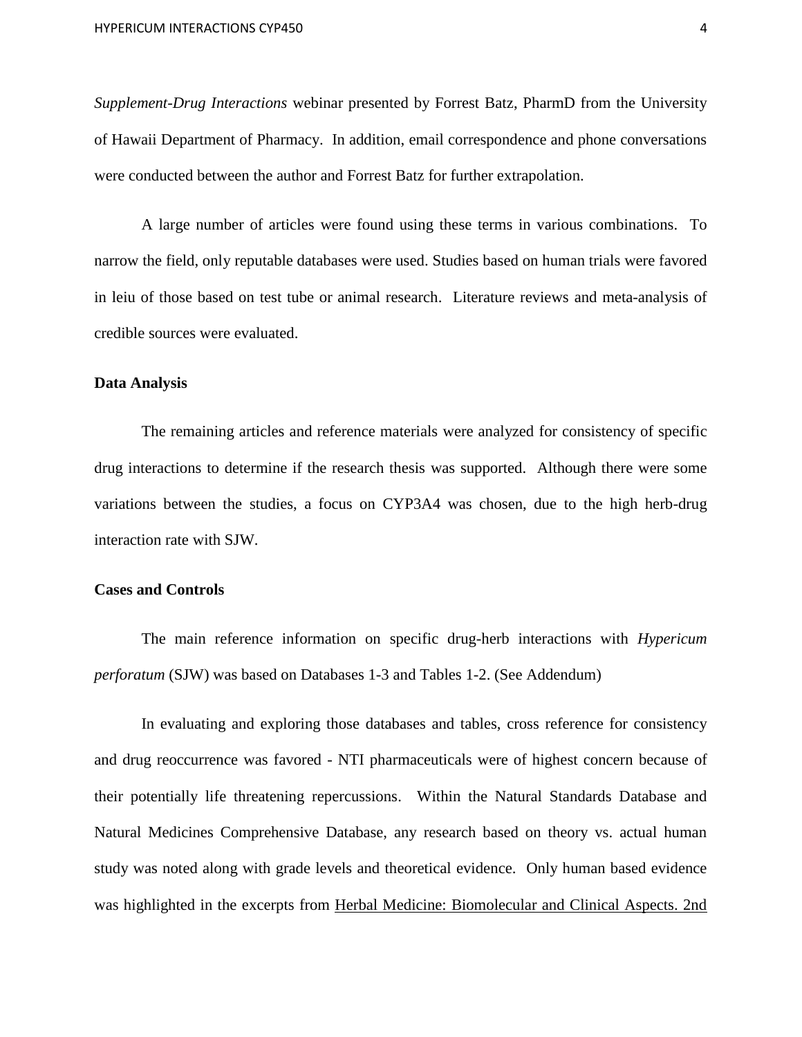*Supplement-Drug Interactions* webinar presented by Forrest Batz, PharmD from the University of Hawaii Department of Pharmacy. In addition, email correspondence and phone conversations were conducted between the author and Forrest Batz for further extrapolation.

A large number of articles were found using these terms in various combinations. To narrow the field, only reputable databases were used. Studies based on human trials were favored in leiu of those based on test tube or animal research. Literature reviews and meta-analysis of credible sources were evaluated.

**Data Analysis**

The remaining articles and reference materials were analyzed for consistency of specific drug interactions to determine if the research thesis was supported. Although there were some variations between the studies, a focus on CYP3A4 was chosen, due to the high herb-drug interaction rate with SJW.

**Cases and Controls**

The main reference information on specific drug-herb interactions with *Hypericum perforatum* (SJW) was based on Databases 1-3 and Tables 1-2. (See Addendum)

In evaluating and exploring those databases and tables, cross reference for consistency and drug reoccurrence was favored - NTI pharmaceuticals were of highest concern because of their potentially life threatening repercussions. Within the Natural Standards Database and Natural Medicines Comprehensive Database, any research based on theory vs. actual human study was noted along with grade levels and theoretical evidence. Only human based evidence was highlighted in the excerpts from Herbal Medicine: Biomolecular and Clinical Aspects. 2nd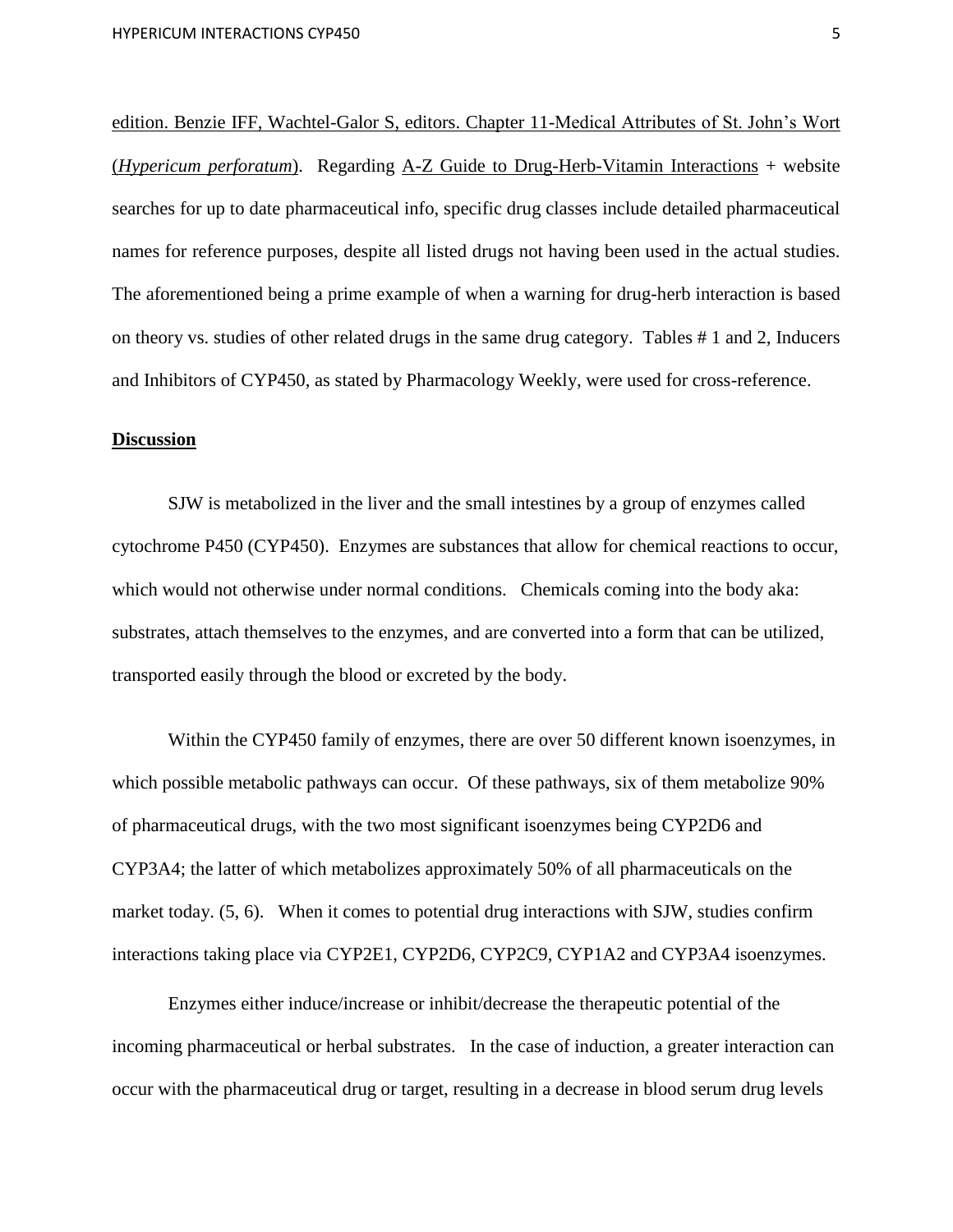edition. Benzie IFF, Wachtel-Galor S, editors. Chapter 11-Medical Attributes of St. John's Wort (*Hypericum perforatum*). Regarding A-Z Guide to Drug-Herb-Vitamin Interactions + website searches for up to date pharmaceutical info, specific drug classes include detailed pharmaceutical names for reference purposes, despite all listed drugs not having been used in the actual studies. The aforementioned being a prime example of when a warning for drug-herb interaction is based on theory vs. studies of other related drugs in the same drug category. Tables # 1 and 2, Inducers and Inhibitors of CYP450, as stated by Pharmacology Weekly, were used for cross-reference.

## Discussion

SJW is metabolized in the liver and the small intestines by a group of enzymes called cytochrome P450 (CYP450). Enzymes are substances that allow for chemical reactions to occur, which would not otherwise under normal conditions. Chemicals coming into the body aka: substrates, attach themselves to the enzymes, and are converted into a form that can be utilized, transported easily through the blood or excreted by the body.

Within the CYP450 family of enzymes, there are over 50 different known isoenzymes, in which possible metabolic pathways can occur. Of these pathways, six of them metabolize 90% of pharmaceutical drugs, with the two most significant isoenzymes being CYP2D6 and CYP3A4; the latter of which metabolizes approximately 50% of all pharmaceuticals on the market today. (5, 6). When it comes to potential drug interactions with SJW, studies confirm interactions taking place via CYP2E1, CYP2D6, CYP2C9, CYP1A2 and CYP3A4 isoenzymes.

Enzymes either induce/increase or inhibit/decrease the therapeutic potential of the incoming pharmaceutical or herbal substrates. In the case of induction, a greater interaction can occur with the pharmaceutical drug or target, resulting in a decrease in blood serum drug levels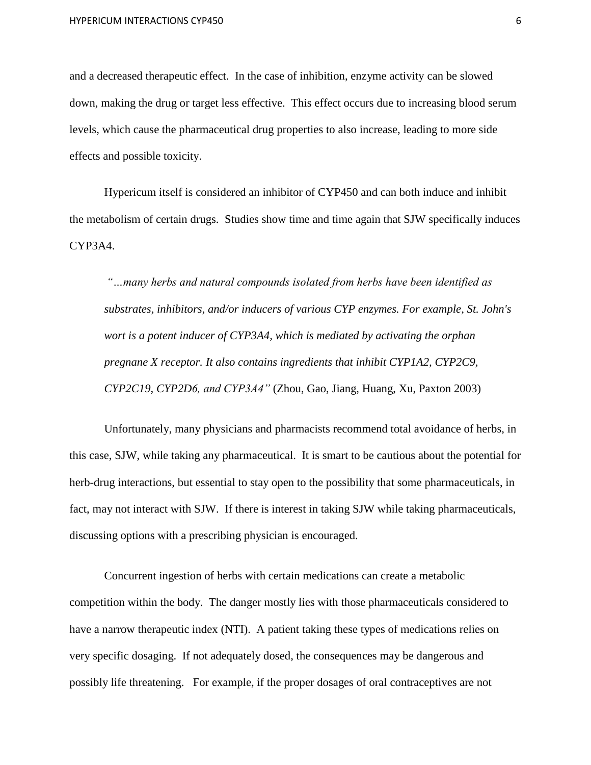and a decreased therapeutic effect. In the case of inhibition, enzyme activity can be slowed down, making the drug or target less effective. This effect occurs due to increasing blood serum levels, which cause the pharmaceutical drug properties to also increase, leading to more side effects and possible toxicity.

Hypericum itself is considered an inhibitor of CYP450 and can both induce and inhibit the metabolism of certain drugs. Studies show time and time again that SJW specifically induces CYP3A4.

> *"…many herbs and natural compounds isolated from herbs have been identified as substrates, inhibitors, and/or inducers of various CYP enzymes. For example, St. John's wort is a potent inducer of CYP3A4, which is mediated by activating the orphan pregnane X receptor. It also contains ingredients that inhibit CYP1A2, CYP2C9, CYP2C19, CYP2D6, and CYP3A4"* (Zhou, Gao, Jiang, Huang, Xu, Paxton 2003)

Unfortunately, many physicians and pharmacists recommend total avoidance of herbs, in this case, SJW, while taking any pharmaceutical. It is smart to be cautious about the potential for herb-drug interactions, but essential to stay open to the possibility that some pharmaceuticals, in fact, may not interact with SJW. If there is interest in taking SJW while taking pharmaceuticals, discussing options with a prescribing physician is encouraged.

Concurrent ingestion of herbs with certain medications can create a metabolic competition within the body. The danger mostly lies with those pharmaceuticals considered to have a narrow therapeutic index (NTI). A patient taking these types of medications relies on very specific dosaging. If not adequately dosed, the consequences may be dangerous and possibly life threatening. For example, if the proper dosages of oral contraceptives are not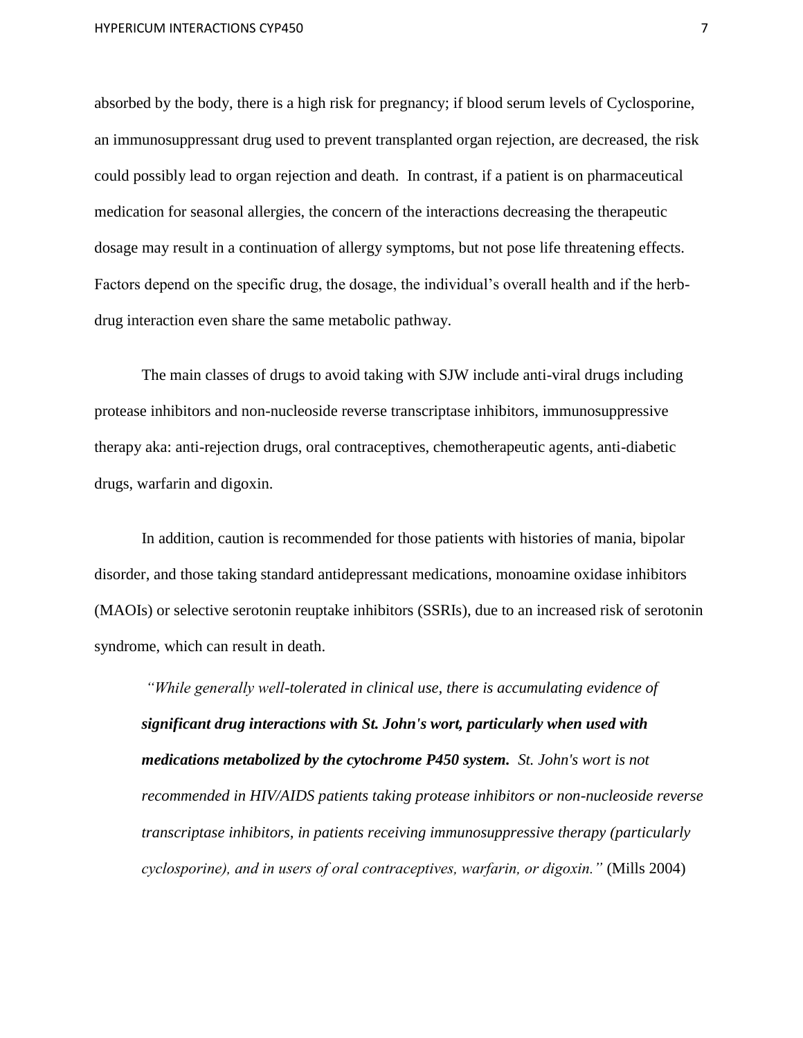absorbed by the body, there is a high risk for pregnancy; if blood serum levels of Cyclosporine, an immunosuppressant drug used to prevent transplanted organ rejection, are decreased, the risk could possibly lead to organ rejection and death. In contrast, if a patient is on pharmaceutical medication for seasonal allergies, the concern of the interactions decreasing the therapeutic dosage may result in a continuation of allergy symptoms, but not pose life threatening effects. Factors depend on the specific drug, the dosage, the individual's overall health and if the herb-drug interaction even share the same metabolic pathway.

The main classes of drugs to avoid taking with SJW include anti-viral drugs including protease inhibitors and non-nucleoside reverse transcriptase inhibitors, immunosuppressive therapy aka: anti-rejection drugs, oral contraceptives, chemotherapeutic agents, anti-diabetic drugs, warfarin and digoxin.

In addition, caution is recommended for those patients with histories of mania, bipolar disorder, and those taking standard antidepressant medications, monoamine oxidase inhibitors (MAOIs) or selective serotonin reuptake inhibitors (SSRIs), due to an increased risk of serotonin syndrome, which can result in death.

> *"While generally well-tolerated in clinical use, there is accumulating evidence of* ***significant drug interactions with St. John's wort, particularly when used with medications metabolized by the cytochrome P450 system.*** *St. John's wort is not recommended in HIV/AIDS patients taking protease inhibitors or non-nucleoside reverse transcriptase inhibitors, in patients receiving immunosuppressive therapy (particularly cyclosporine), and in users of oral contraceptives, warfarin, or digoxin."* (Mills 2004)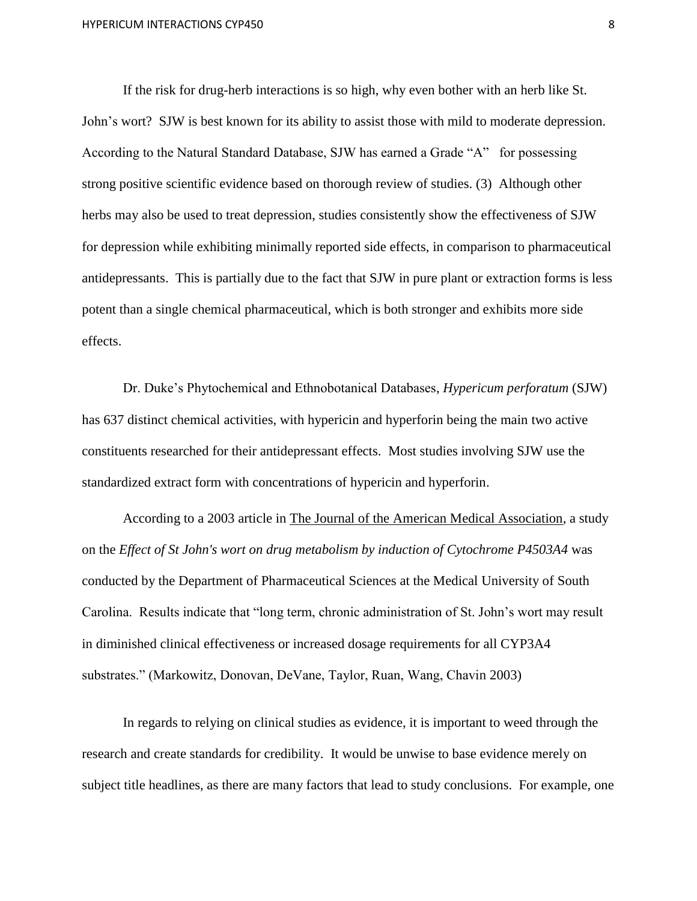If the risk for drug-herb interactions is so high, why even bother with an herb like St. John's wort? SJW is best known for its ability to assist those with mild to moderate depression. According to the Natural Standard Database, SJW has earned a Grade "A" for possessing strong positive scientific evidence based on thorough review of studies. (3) Although other herbs may also be used to treat depression, studies consistently show the effectiveness of SJW for depression while exhibiting minimally reported side effects, in comparison to pharmaceutical antidepressants. This is partially due to the fact that SJW in pure plant or extraction forms is less potent than a single chemical pharmaceutical, which is both stronger and exhibits more side effects.

Dr. Duke's Phytochemical and Ethnobotanical Databases, *Hypericum perforatum* (SJW) has 637 distinct chemical activities, with hypericin and hyperforin being the main two active constituents researched for their antidepressant effects. Most studies involving SJW use the standardized extract form with concentrations of hypericin and hyperforin.

According to a 2003 article in The Journal of the American Medical Association, a study on the *Effect of St John's wort on drug metabolism by induction of Cytochrome P4503A4* was conducted by the Department of Pharmaceutical Sciences at the Medical University of South Carolina. Results indicate that "long term, chronic administration of St. John's wort may result in diminished clinical effectiveness or increased dosage requirements for all CYP3A4 substrates." (Markowitz, Donovan, DeVane, Taylor, Ruan, Wang, Chavin 2003)

In regards to relying on clinical studies as evidence, it is important to weed through the research and create standards for credibility. It would be unwise to base evidence merely on subject title headlines, as there are many factors that lead to study conclusions. For example, one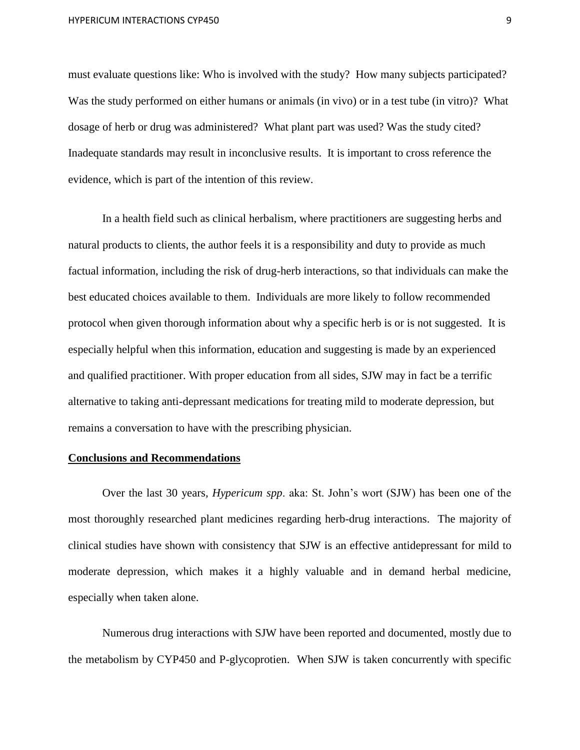must evaluate questions like: Who is involved with the study? How many subjects participated? Was the study performed on either humans or animals (in vivo) or in a test tube (in vitro)? What dosage of herb or drug was administered? What plant part was used? Was the study cited? Inadequate standards may result in inconclusive results. It is important to cross reference the evidence, which is part of the intention of this review.

In a health field such as clinical herbalism, where practitioners are suggesting herbs and natural products to clients, the author feels it is a responsibility and duty to provide as much factual information, including the risk of drug-herb interactions, so that individuals can make the best educated choices available to them. Individuals are more likely to follow recommended protocol when given thorough information about why a specific herb is or is not suggested. It is especially helpful when this information, education and suggesting is made by an experienced and qualified practitioner. With proper education from all sides, SJW may in fact be a terrific alternative to taking anti-depressant medications for treating mild to moderate depression, but remains a conversation to have with the prescribing physician.

## Conclusions and Recommendations

Over the last 30 years, *Hypericum spp*. aka: St. John's wort (SJW) has been one of the most thoroughly researched plant medicines regarding herb-drug interactions. The majority of clinical studies have shown with consistency that SJW is an effective antidepressant for mild to moderate depression, which makes it a highly valuable and in demand herbal medicine, especially when taken alone.

Numerous drug interactions with SJW have been reported and documented, mostly due to the metabolism by CYP450 and P-glycoprotien. When SJW is taken concurrently with specific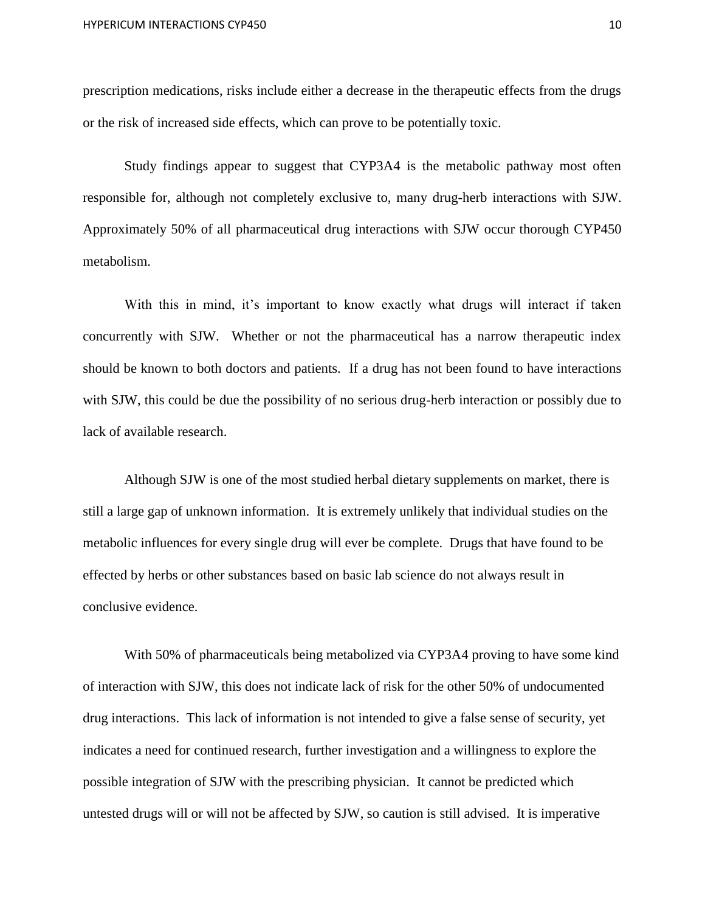prescription medications, risks include either a decrease in the therapeutic effects from the drugs or the risk of increased side effects, which can prove to be potentially toxic.

Study findings appear to suggest that CYP3A4 is the metabolic pathway most often responsible for, although not completely exclusive to, many drug-herb interactions with SJW. Approximately 50% of all pharmaceutical drug interactions with SJW occur thorough CYP450 metabolism.

With this in mind, it's important to know exactly what drugs will interact if taken concurrently with SJW. Whether or not the pharmaceutical has a narrow therapeutic index should be known to both doctors and patients. If a drug has not been found to have interactions with SJW, this could be due the possibility of no serious drug-herb interaction or possibly due to lack of available research.

Although SJW is one of the most studied herbal dietary supplements on market, there is still a large gap of unknown information. It is extremely unlikely that individual studies on the metabolic influences for every single drug will ever be complete. Drugs that have found to be effected by herbs or other substances based on basic lab science do not always result in conclusive evidence.

With 50% of pharmaceuticals being metabolized via CYP3A4 proving to have some kind of interaction with SJW, this does not indicate lack of risk for the other 50% of undocumented drug interactions. This lack of information is not intended to give a false sense of security, yet indicates a need for continued research, further investigation and a willingness to explore the possible integration of SJW with the prescribing physician. It cannot be predicted which untested drugs will or will not be affected by SJW, so caution is still advised. It is imperative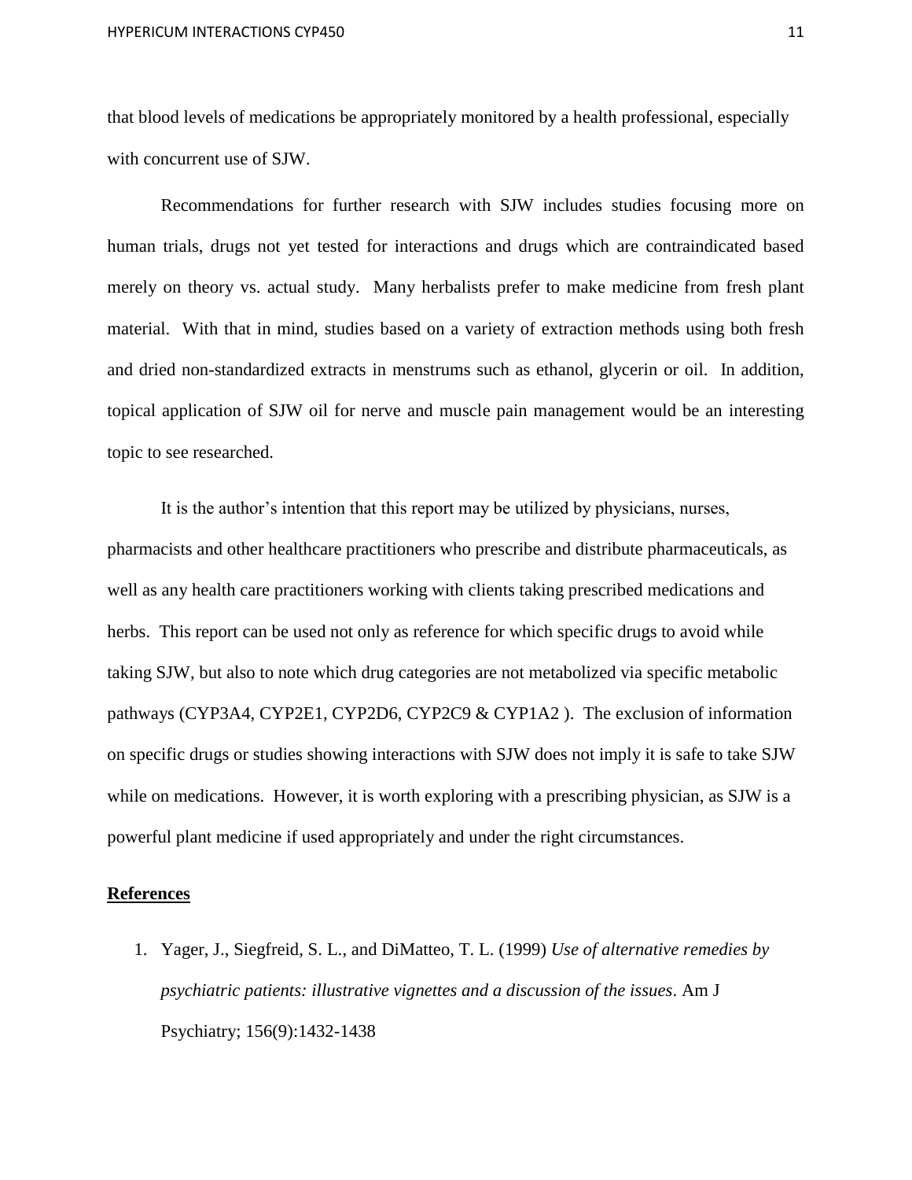that blood levels of medications be appropriately monitored by a health professional, especially with concurrent use of SJW.

Recommendations for further research with SJW includes studies focusing more on human trials, drugs not yet tested for interactions and drugs which are contraindicated based merely on theory vs. actual study. Many herbalists prefer to make medicine from fresh plant material. With that in mind, studies based on a variety of extraction methods using both fresh and dried non-standardized extracts in menstrums such as ethanol, glycerin or oil. In addition, topical application of SJW oil for nerve and muscle pain management would be an interesting topic to see researched.

It is the author's intention that this report may be utilized by physicians, nurses, pharmacists and other healthcare practitioners who prescribe and distribute pharmaceuticals, as well as any health care practitioners working with clients taking prescribed medications and herbs. This report can be used not only as reference for which specific drugs to avoid while taking SJW, but also to note which drug categories are not metabolized via specific metabolic pathways (CYP3A4, CYP2E1, CYP2D6, CYP2C9 & CYP1A2 ). The exclusion of information on specific drugs or studies showing interactions with SJW does not imply it is safe to take SJW while on medications. However, it is worth exploring with a prescribing physician, as SJW is a powerful plant medicine if used appropriately and under the right circumstances.

## References

1. Yager, J., Siegfreid, S. L., and DiMatteo, T. L. (1999) *Use of alternative remedies by psychiatric patients: illustrative vignettes and a discussion of the issues*. Am J Psychiatry; 156(9):1432-1438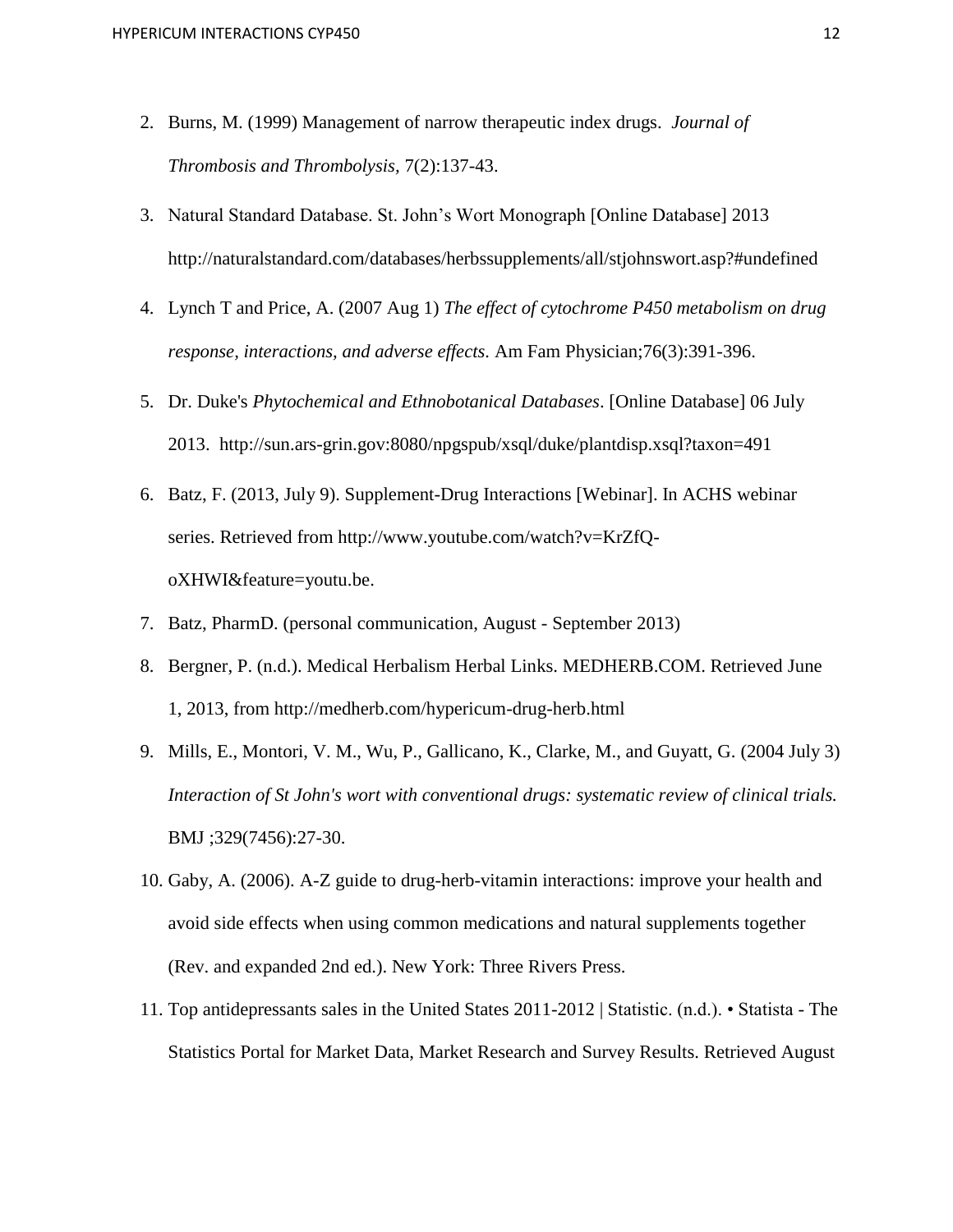2. Burns, M. (1999) Management of narrow therapeutic index drugs. *Journal of Thrombosis and Thrombolysis,* 7(2):137-43.
3. Natural Standard Database. St. John's Wort Monograph [Online Database] 2013 http://naturalstandard.com/databases/herbssupplements/all/stjohnswort.asp?#undefined
4. Lynch T and Price, A. (2007 Aug 1) *The effect of cytochrome P450 metabolism on drug response, interactions, and adverse effects.* Am Fam Physician;76(3):391-396.
5. Dr. Duke's *Phytochemical and Ethnobotanical Databases*. [Online Database] 06 July 2013. http://sun.ars-grin.gov:8080/npgspub/xsql/duke/plantdisp.xsql?taxon=491
6. Batz, F. (2013, July 9). Supplement-Drug Interactions [Webinar]. In ACHS webinar series. Retrieved from http://www.youtube.com/watch?v=KrZfQ-oXHWI&feature=youtu.be.
7. Batz, PharmD. (personal communication, August - September 2013)
8. Bergner, P. (n.d.). Medical Herbalism Herbal Links. MEDHERB.COM. Retrieved June 1, 2013, from http://medherb.com/hypericum-drug-herb.html
9. Mills, E., Montori, V. M., Wu, P., Gallicano, K., Clarke, M., and Guyatt, G. (2004 July 3) *Interaction of St John's wort with conventional drugs: systematic review of clinical trials.* BMJ ;329(7456):27-30.
10. Gaby, A. (2006). A-Z guide to drug-herb-vitamin interactions: improve your health and avoid side effects when using common medications and natural supplements together (Rev. and expanded 2nd ed.). New York: Three Rivers Press.
11. Top antidepressants sales in the United States 2011-2012 | Statistic. (n.d.). • Statista - The Statistics Portal for Market Data, Market Research and Survey Results. Retrieved August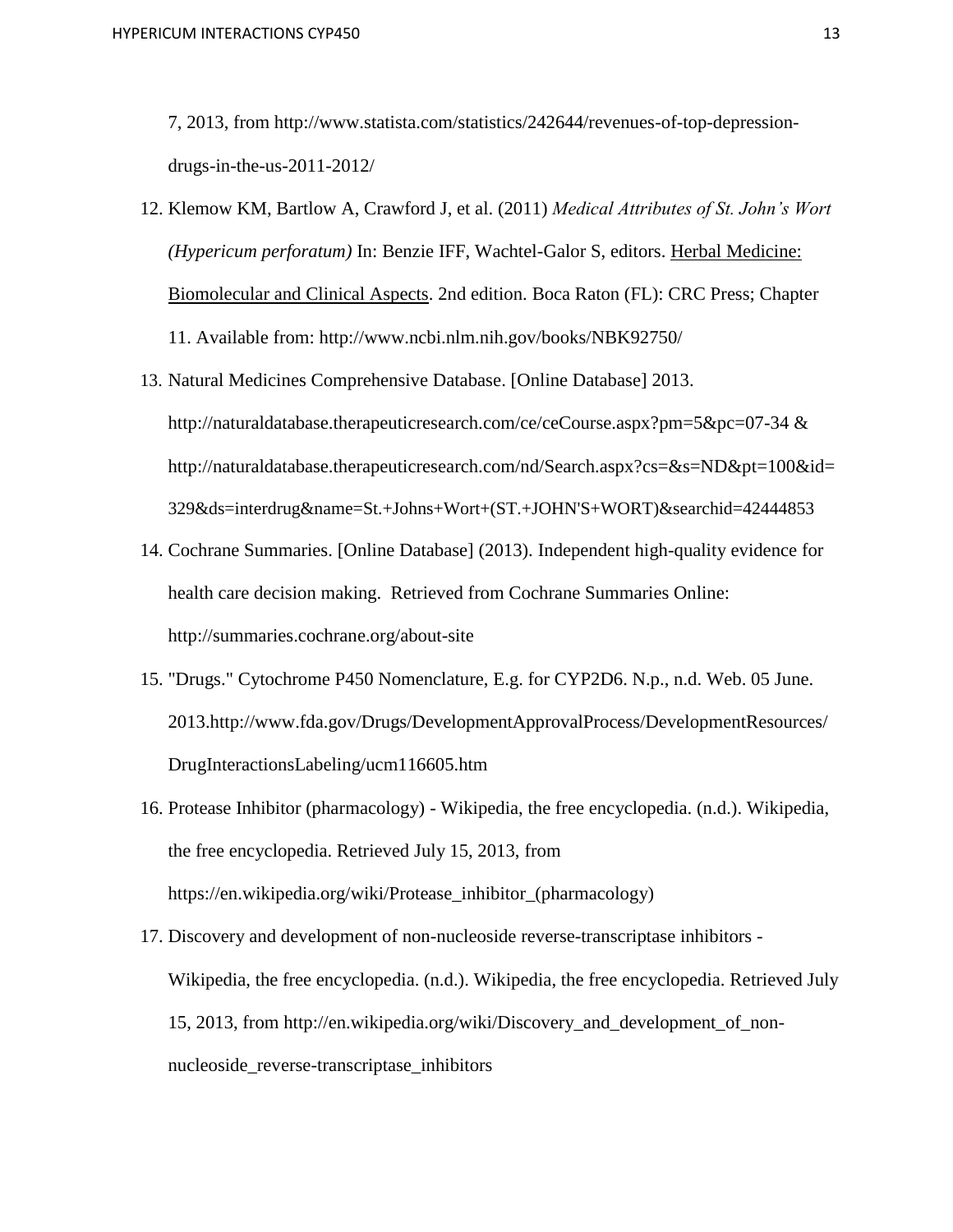7, 2013, from http://www.statista.com/statistics/242644/revenues-of-top-depression-drugs-in-the-us-2011-2012/

12. Klemow KM, Bartlow A, Crawford J, et al. (2011) *Medical Attributes of St. John's Wort (Hypericum perforatum)* In: Benzie IFF, Wachtel-Galor S, editors. Herbal Medicine: Biomolecular and Clinical Aspects. 2nd edition. Boca Raton (FL): CRC Press; Chapter 11. Available from: http://www.ncbi.nlm.nih.gov/books/NBK92750/
13. Natural Medicines Comprehensive Database. [Online Database] 2013. http://naturaldatabase.therapeuticresearch.com/ce/ceCourse.aspx?pm=5&pc=07-34 & http://naturaldatabase.therapeuticresearch.com/nd/Search.aspx?cs=&s=ND&pt=100&id=329&ds=interdrug&name=St.+Johns+Wort+(ST.+JOHN'S+WORT)&searchid=42444853
14. Cochrane Summaries. [Online Database] (2013). Independent high-quality evidence for health care decision making. Retrieved from Cochrane Summaries Online: http://summaries.cochrane.org/about-site
15. "Drugs." Cytochrome P450 Nomenclature, E.g. for CYP2D6. N.p., n.d. Web. 05 June. 2013.http://www.fda.gov/Drugs/DevelopmentApprovalProcess/DevelopmentResources/DrugInteractionsLabeling/ucm116605.htm
16. Protease Inhibitor (pharmacology) - Wikipedia, the free encyclopedia. (n.d.). Wikipedia, the free encyclopedia. Retrieved July 15, 2013, from https://en.wikipedia.org/wiki/Protease_inhibitor_(pharmacology)
17. Discovery and development of non-nucleoside reverse-transcriptase inhibitors - Wikipedia, the free encyclopedia. (n.d.). Wikipedia, the free encyclopedia. Retrieved July 15, 2013, from http://en.wikipedia.org/wiki/Discovery_and_development_of_non-nucleoside_reverse-transcriptase_inhibitors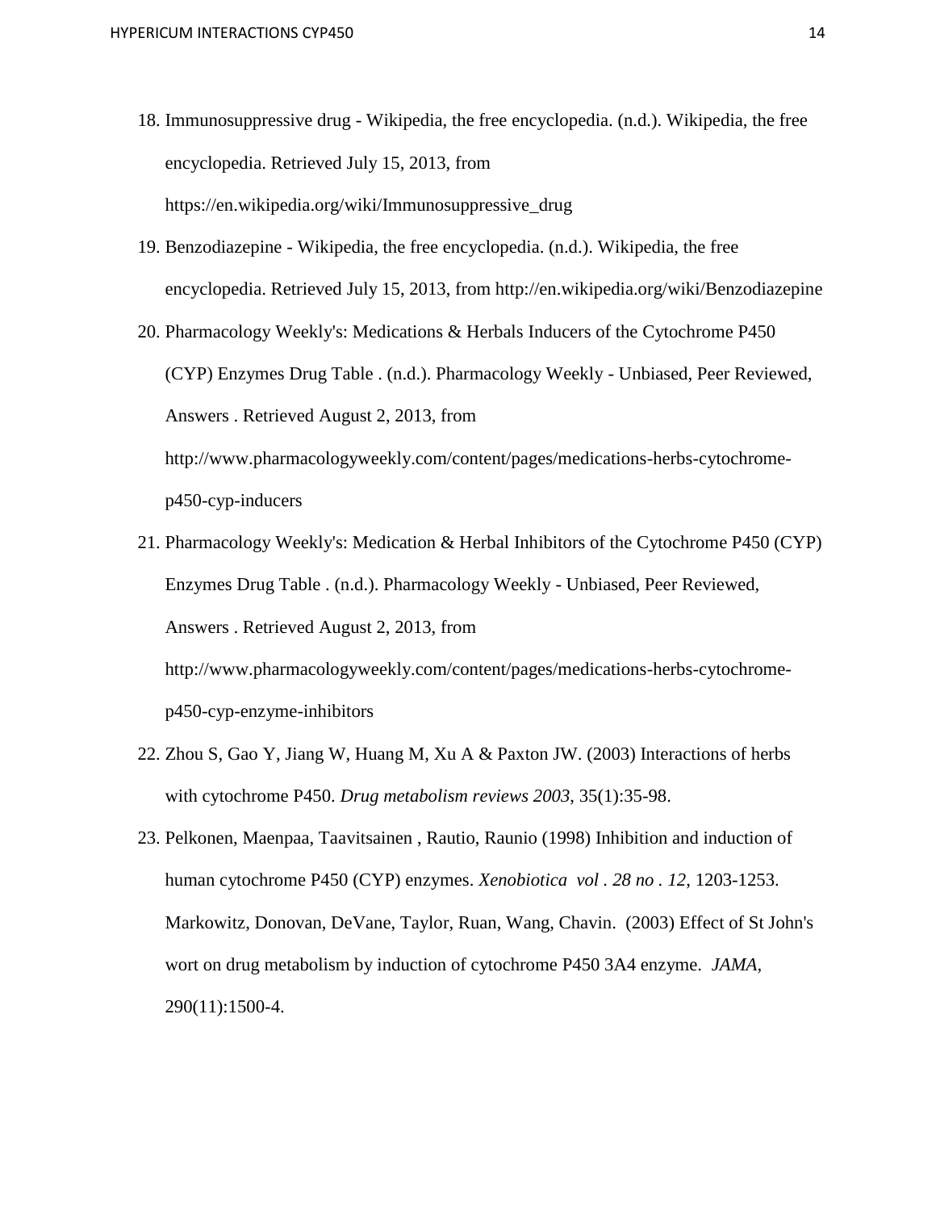18. Immunosuppressive drug - Wikipedia, the free encyclopedia. (n.d.). Wikipedia, the free encyclopedia. Retrieved July 15, 2013, from https://en.wikipedia.org/wiki/Immunosuppressive_drug
19. Benzodiazepine - Wikipedia, the free encyclopedia. (n.d.). Wikipedia, the free encyclopedia. Retrieved July 15, 2013, from http://en.wikipedia.org/wiki/Benzodiazepine
20. Pharmacology Weekly's: Medications & Herbals Inducers of the Cytochrome P450 (CYP) Enzymes Drug Table . (n.d.). Pharmacology Weekly - Unbiased, Peer Reviewed, Answers . Retrieved August 2, 2013, from http://www.pharmacologyweekly.com/content/pages/medications-herbs-cytochrome-p450-cyp-inducers
21. Pharmacology Weekly's: Medication & Herbal Inhibitors of the Cytochrome P450 (CYP) Enzymes Drug Table . (n.d.). Pharmacology Weekly - Unbiased, Peer Reviewed, Answers . Retrieved August 2, 2013, from http://www.pharmacologyweekly.com/content/pages/medications-herbs-cytochrome-p450-cyp-enzyme-inhibitors
22. Zhou S, Gao Y, Jiang W, Huang M, Xu A & Paxton JW. (2003) Interactions of herbs with cytochrome P450. *Drug metabolism reviews 2003*, 35(1):35-98.
23. Pelkonen, Maenpaa, Taavitsainen , Rautio, Raunio (1998) Inhibition and induction of human cytochrome P450 (CYP) enzymes. *Xenobiotica vol . 28 no . 12*, 1203-1253. Markowitz, Donovan, DeVane, Taylor, Ruan, Wang, Chavin. (2003) Effect of St John's wort on drug metabolism by induction of cytochrome P450 3A4 enzyme. *JAMA*, 290(11):1500-4.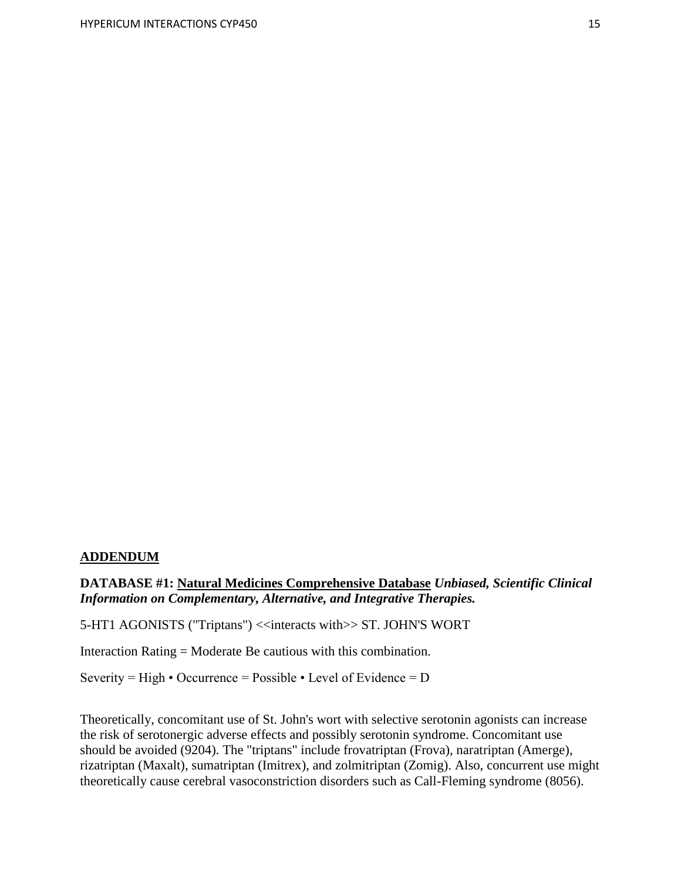## ADDENDUM

**DATABASE #1: <u>Natural Medicines Comprehensive Database</u>** ***Unbiased, Scientific Clinical Information on Complementary, Alternative, and Integrative Therapies.***

5-HT1 AGONISTS ("Triptans") <<interacts with>> ST. JOHN'S WORT

Interaction Rating = Moderate Be cautious with this combination.

Severity = High • Occurrence = Possible • Level of Evidence = D

Theoretically, concomitant use of St. John's wort with selective serotonin agonists can increase the risk of serotonergic adverse effects and possibly serotonin syndrome. Concomitant use should be avoided (9204). The "triptans" include frovatriptan (Frova), naratriptan (Amerge), rizatriptan (Maxalt), sumatriptan (Imitrex), and zolmitriptan (Zomig). Also, concurrent use might theoretically cause cerebral vasoconstriction disorders such as Call-Fleming syndrome (8056).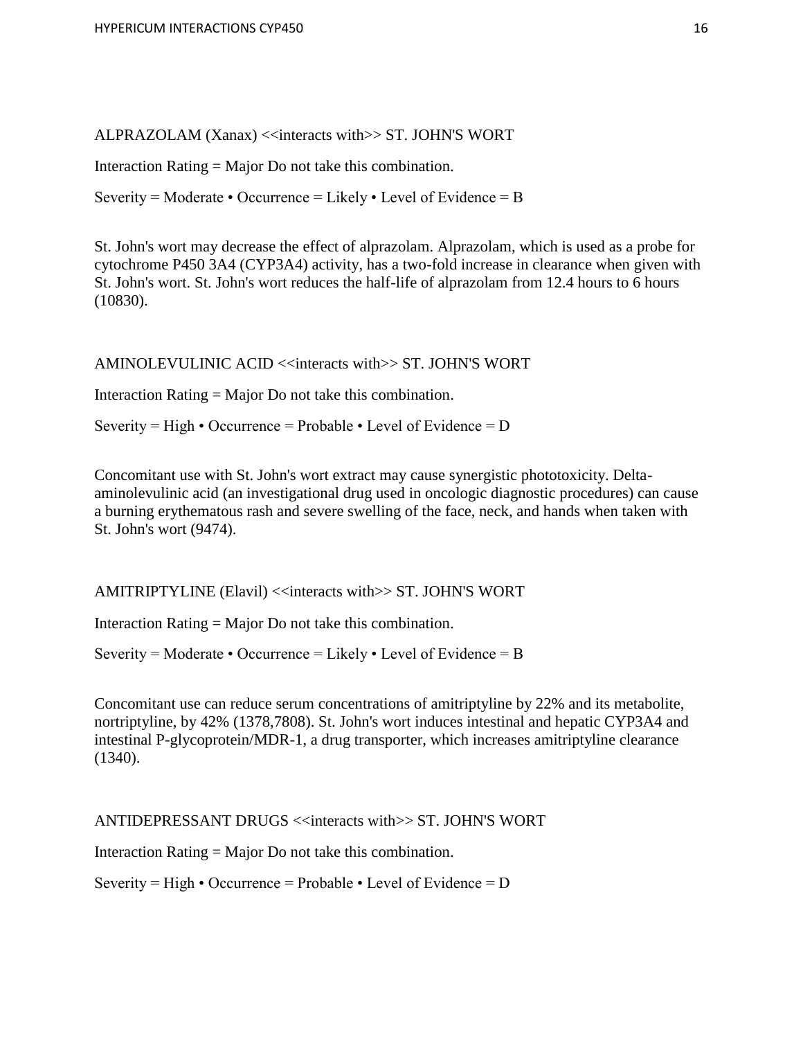ALPRAZOLAM (Xanax) <<interacts with>> ST. JOHN'S WORT

Interaction Rating = Major Do not take this combination.

Severity = Moderate • Occurrence = Likely • Level of Evidence = B

St. John's wort may decrease the effect of alprazolam. Alprazolam, which is used as a probe for cytochrome P450 3A4 (CYP3A4) activity, has a two-fold increase in clearance when given with St. John's wort. St. John's wort reduces the half-life of alprazolam from 12.4 hours to 6 hours (10830).

AMINOLEVULINIC ACID <<interacts with>> ST. JOHN'S WORT

Interaction Rating = Major Do not take this combination.

Severity = High • Occurrence = Probable • Level of Evidence = D

Concomitant use with St. John's wort extract may cause synergistic phototoxicity. Delta-aminolevulinic acid (an investigational drug used in oncologic diagnostic procedures) can cause a burning erythematous rash and severe swelling of the face, neck, and hands when taken with St. John's wort (9474).

AMITRIPTYLINE (Elavil) <<interacts with>> ST. JOHN'S WORT

Interaction Rating = Major Do not take this combination.

Severity = Moderate • Occurrence = Likely • Level of Evidence = B

Concomitant use can reduce serum concentrations of amitriptyline by 22% and its metabolite, nortriptyline, by 42% (1378,7808). St. John's wort induces intestinal and hepatic CYP3A4 and intestinal P-glycoprotein/MDR-1, a drug transporter, which increases amitriptyline clearance (1340).

ANTIDEPRESSANT DRUGS <<interacts with>> ST. JOHN'S WORT

Interaction Rating = Major Do not take this combination.

Severity = High • Occurrence = Probable • Level of Evidence = D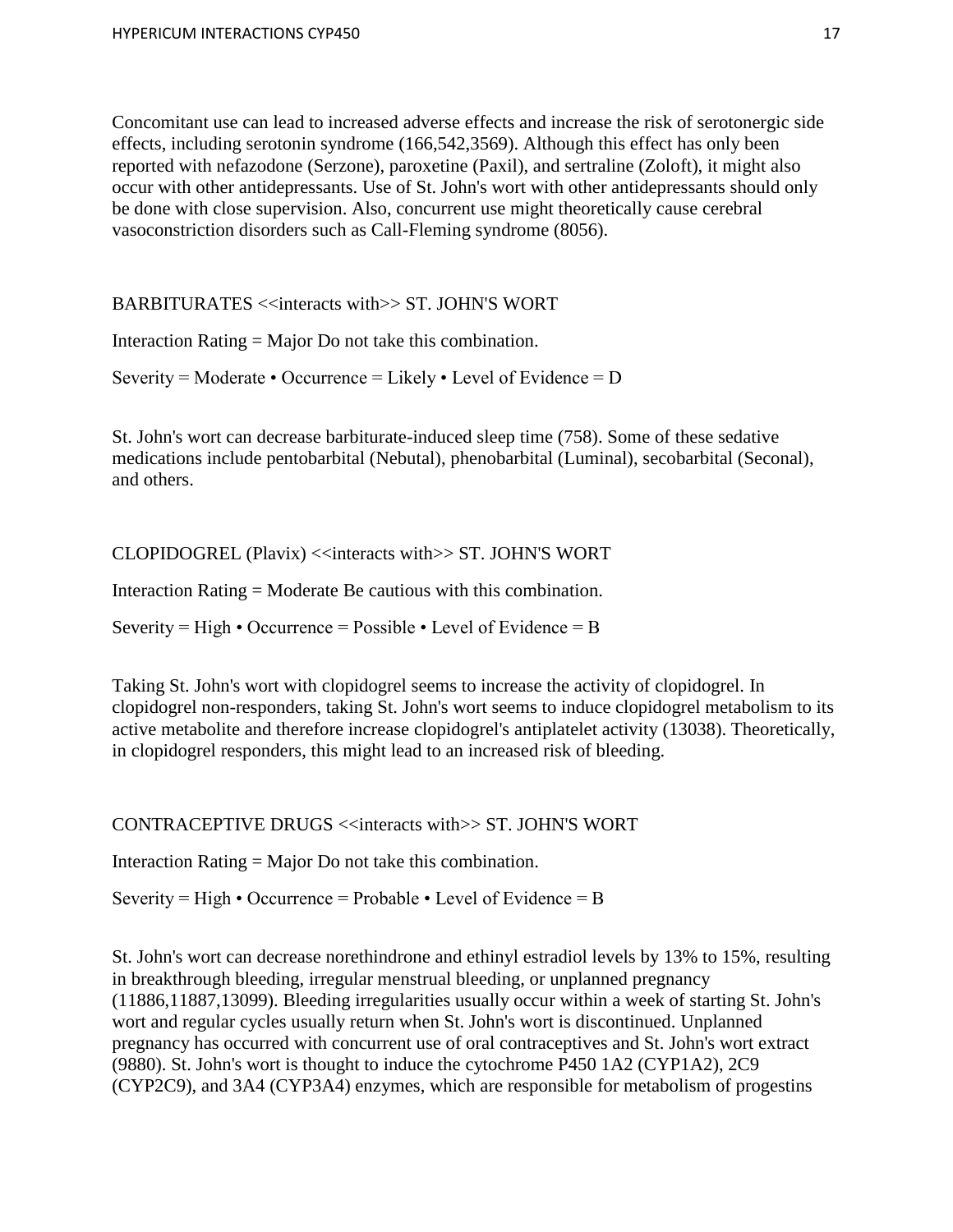Concomitant use can lead to increased adverse effects and increase the risk of serotonergic side effects, including serotonin syndrome (166,542,3569). Although this effect has only been reported with nefazodone (Serzone), paroxetine (Paxil), and sertraline (Zoloft), it might also occur with other antidepressants. Use of St. John's wort with other antidepressants should only be done with close supervision. Also, concurrent use might theoretically cause cerebral vasoconstriction disorders such as Call-Fleming syndrome (8056).

BARBITURATES <<interacts with>> ST. JOHN'S WORT

Interaction Rating = Major Do not take this combination.

Severity = Moderate • Occurrence = Likely • Level of Evidence = D

St. John's wort can decrease barbiturate-induced sleep time (758). Some of these sedative medications include pentobarbital (Nebutal), phenobarbital (Luminal), secobarbital (Seconal), and others.

CLOPIDOGREL (Plavix) <<interacts with>> ST. JOHN'S WORT

Interaction Rating = Moderate Be cautious with this combination.

Severity = High • Occurrence = Possible • Level of Evidence = B

Taking St. John's wort with clopidogrel seems to increase the activity of clopidogrel. In clopidogrel non-responders, taking St. John's wort seems to induce clopidogrel metabolism to its active metabolite and therefore increase clopidogrel's antiplatelet activity (13038). Theoretically, in clopidogrel responders, this might lead to an increased risk of bleeding.

CONTRACEPTIVE DRUGS <<interacts with>> ST. JOHN'S WORT

Interaction Rating = Major Do not take this combination.

Severity = High • Occurrence = Probable • Level of Evidence = B

St. John's wort can decrease norethindrone and ethinyl estradiol levels by 13% to 15%, resulting in breakthrough bleeding, irregular menstrual bleeding, or unplanned pregnancy (11886,11887,13099). Bleeding irregularities usually occur within a week of starting St. John's wort and regular cycles usually return when St. John's wort is discontinued. Unplanned pregnancy has occurred with concurrent use of oral contraceptives and St. John's wort extract (9880). St. John's wort is thought to induce the cytochrome P450 1A2 (CYP1A2), 2C9 (CYP2C9), and 3A4 (CYP3A4) enzymes, which are responsible for metabolism of progestins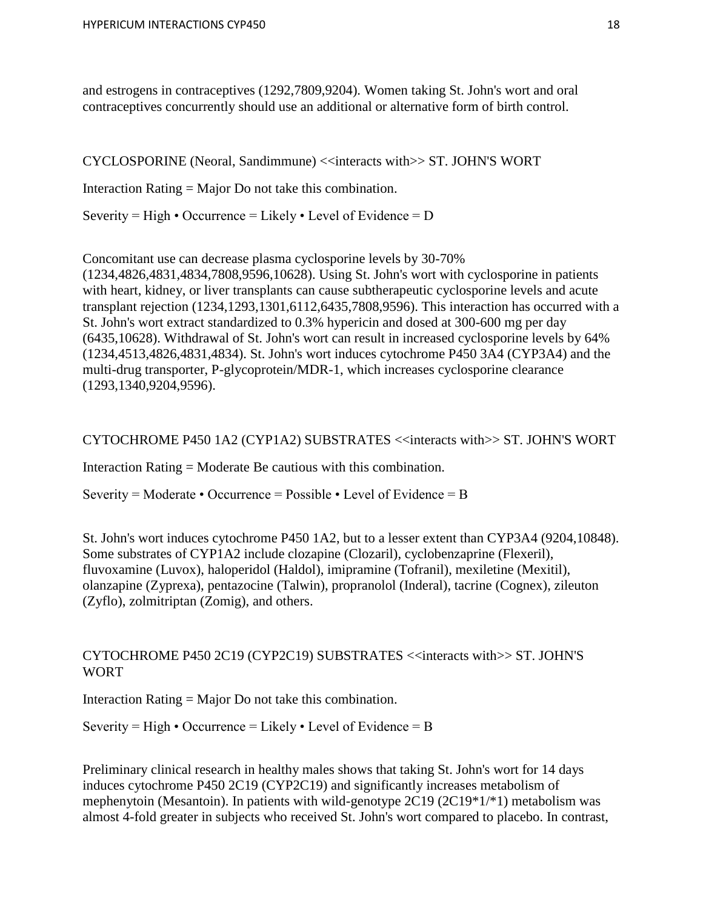and estrogens in contraceptives (1292,7809,9204). Women taking St. John's wort and oral contraceptives concurrently should use an additional or alternative form of birth control.

CYCLOSPORINE (Neoral, Sandimmune) <<interacts with>> ST. JOHN'S WORT

Interaction Rating = Major Do not take this combination.

Severity = High • Occurrence = Likely • Level of Evidence = D

Concomitant use can decrease plasma cyclosporine levels by 30-70% (1234,4826,4831,4834,7808,9596,10628). Using St. John's wort with cyclosporine in patients with heart, kidney, or liver transplants can cause subtherapeutic cyclosporine levels and acute transplant rejection (1234,1293,1301,6112,6435,7808,9596). This interaction has occurred with a St. John's wort extract standardized to 0.3% hypericin and dosed at 300-600 mg per day (6435,10628). Withdrawal of St. John's wort can result in increased cyclosporine levels by 64% (1234,4513,4826,4831,4834). St. John's wort induces cytochrome P450 3A4 (CYP3A4) and the multi-drug transporter, P-glycoprotein/MDR-1, which increases cyclosporine clearance (1293,1340,9204,9596).

CYTOCHROME P450 1A2 (CYP1A2) SUBSTRATES <<interacts with>> ST. JOHN'S WORT

Interaction Rating = Moderate Be cautious with this combination.

Severity = Moderate • Occurrence = Possible • Level of Evidence = B

St. John's wort induces cytochrome P450 1A2, but to a lesser extent than CYP3A4 (9204,10848). Some substrates of CYP1A2 include clozapine (Clozaril), cyclobenzaprine (Flexeril), fluvoxamine (Luvox), haloperidol (Haldol), imipramine (Tofranil), mexiletine (Mexitil), olanzapine (Zyprexa), pentazocine (Talwin), propranolol (Inderal), tacrine (Cognex), zileuton (Zyflo), zolmitriptan (Zomig), and others.

CYTOCHROME P450 2C19 (CYP2C19) SUBSTRATES <<interacts with>> ST. JOHN'S WORT

Interaction Rating = Major Do not take this combination.

Severity = High • Occurrence = Likely • Level of Evidence = B

Preliminary clinical research in healthy males shows that taking St. John's wort for 14 days induces cytochrome P450 2C19 (CYP2C19) and significantly increases metabolism of mephenytoin (Mesantoin). In patients with wild-genotype 2C19 (2C19*1/*1) metabolism was almost 4-fold greater in subjects who received St. John's wort compared to placebo. In contrast,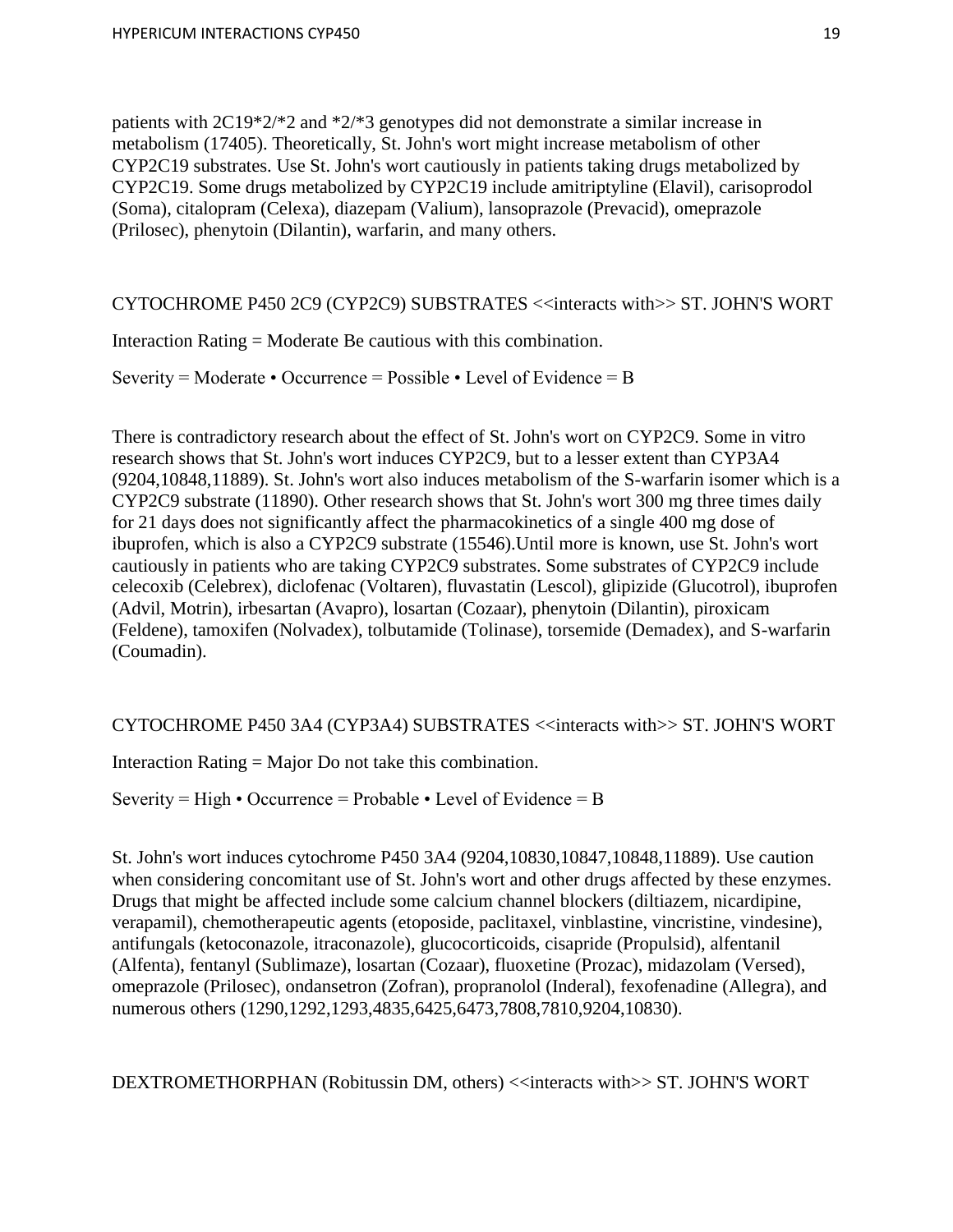patients with 2C19*2/*2 and *2/*3 genotypes did not demonstrate a similar increase in metabolism (17405). Theoretically, St. John's wort might increase metabolism of other CYP2C19 substrates. Use St. John's wort cautiously in patients taking drugs metabolized by CYP2C19. Some drugs metabolized by CYP2C19 include amitriptyline (Elavil), carisoprodol (Soma), citalopram (Celexa), diazepam (Valium), lansoprazole (Prevacid), omeprazole (Prilosec), phenytoin (Dilantin), warfarin, and many others.

CYTOCHROME P450 2C9 (CYP2C9) SUBSTRATES <<interacts with>> ST. JOHN'S WORT

Interaction Rating = Moderate Be cautious with this combination.

Severity = Moderate • Occurrence = Possible • Level of Evidence = B

There is contradictory research about the effect of St. John's wort on CYP2C9. Some in vitro research shows that St. John's wort induces CYP2C9, but to a lesser extent than CYP3A4 (9204,10848,11889). St. John's wort also induces metabolism of the S-warfarin isomer which is a CYP2C9 substrate (11890). Other research shows that St. John's wort 300 mg three times daily for 21 days does not significantly affect the pharmacokinetics of a single 400 mg dose of ibuprofen, which is also a CYP2C9 substrate (15546).Until more is known, use St. John's wort cautiously in patients who are taking CYP2C9 substrates. Some substrates of CYP2C9 include celecoxib (Celebrex), diclofenac (Voltaren), fluvastatin (Lescol), glipizide (Glucotrol), ibuprofen (Advil, Motrin), irbesartan (Avapro), losartan (Cozaar), phenytoin (Dilantin), piroxicam (Feldene), tamoxifen (Nolvadex), tolbutamide (Tolinase), torsemide (Demadex), and S-warfarin (Coumadin).

CYTOCHROME P450 3A4 (CYP3A4) SUBSTRATES <<interacts with>> ST. JOHN'S WORT

Interaction Rating = Major Do not take this combination.

Severity = High • Occurrence = Probable • Level of Evidence = B

St. John's wort induces cytochrome P450 3A4 (9204,10830,10847,10848,11889). Use caution when considering concomitant use of St. John's wort and other drugs affected by these enzymes. Drugs that might be affected include some calcium channel blockers (diltiazem, nicardipine, verapamil), chemotherapeutic agents (etoposide, paclitaxel, vinblastine, vincristine, vindesine), antifungals (ketoconazole, itraconazole), glucocorticoids, cisapride (Propulsid), alfentanil (Alfenta), fentanyl (Sublimaze), losartan (Cozaar), fluoxetine (Prozac), midazolam (Versed), omeprazole (Prilosec), ondansetron (Zofran), propranolol (Inderal), fexofenadine (Allegra), and numerous others (1290,1292,1293,4835,6425,6473,7808,7810,9204,10830).

DEXTROMETHORPHAN (Robitussin DM, others) <<interacts with>> ST. JOHN'S WORT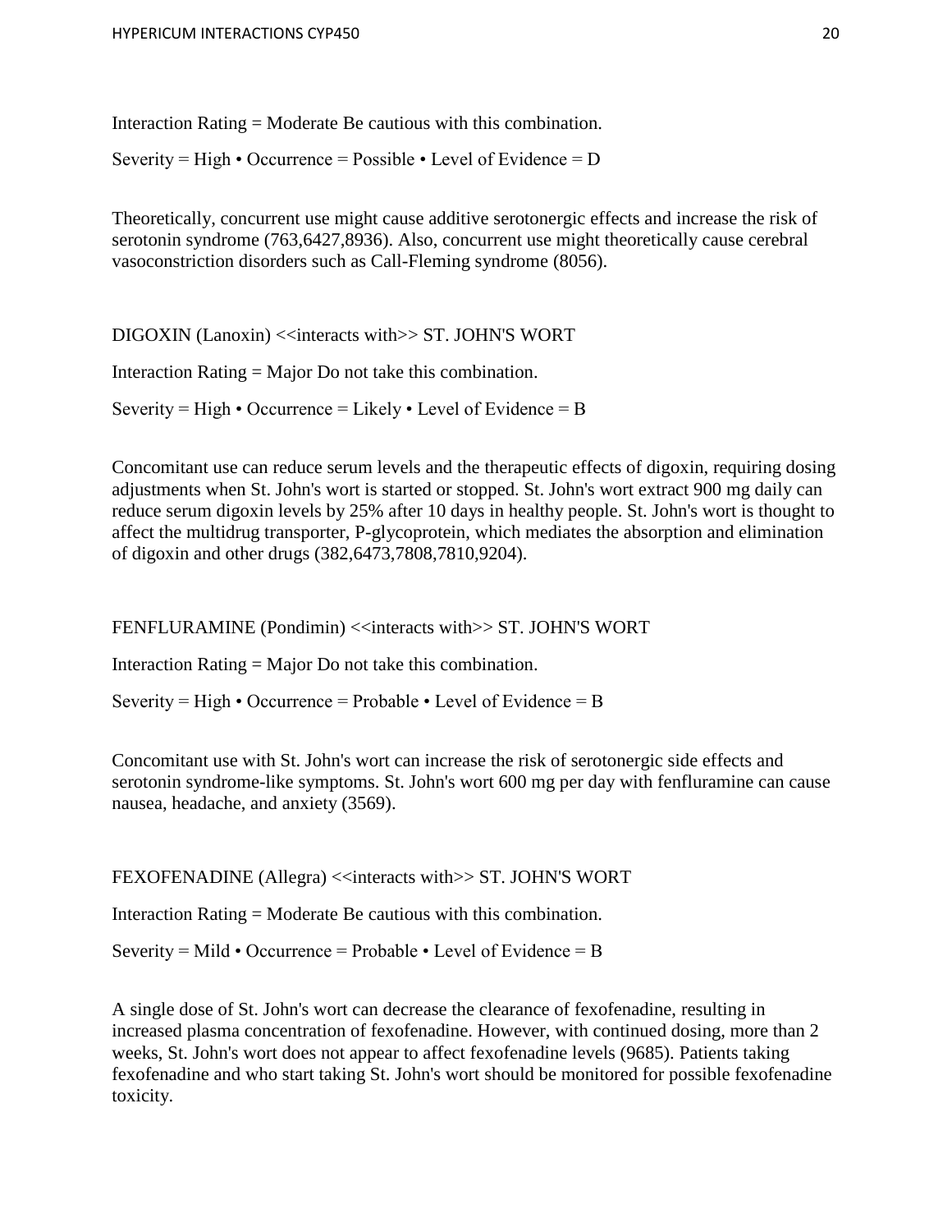Interaction Rating = Moderate Be cautious with this combination.

Severity = High • Occurrence = Possible • Level of Evidence = D

Theoretically, concurrent use might cause additive serotonergic effects and increase the risk of serotonin syndrome (763,6427,8936). Also, concurrent use might theoretically cause cerebral vasoconstriction disorders such as Call-Fleming syndrome (8056).

DIGOXIN (Lanoxin) <<interacts with>> ST. JOHN'S WORT

Interaction Rating = Major Do not take this combination.

Severity = High • Occurrence = Likely • Level of Evidence = B

Concomitant use can reduce serum levels and the therapeutic effects of digoxin, requiring dosing adjustments when St. John's wort is started or stopped. St. John's wort extract 900 mg daily can reduce serum digoxin levels by 25% after 10 days in healthy people. St. John's wort is thought to affect the multidrug transporter, P-glycoprotein, which mediates the absorption and elimination of digoxin and other drugs (382,6473,7808,7810,9204).

FENFLURAMINE (Pondimin) <<interacts with>> ST. JOHN'S WORT

Interaction Rating = Major Do not take this combination.

Severity = High • Occurrence = Probable • Level of Evidence = B

Concomitant use with St. John's wort can increase the risk of serotonergic side effects and serotonin syndrome-like symptoms. St. John's wort 600 mg per day with fenfluramine can cause nausea, headache, and anxiety (3569).

FEXOFENADINE (Allegra) <<interacts with>> ST. JOHN'S WORT

Interaction Rating = Moderate Be cautious with this combination.

Severity = Mild • Occurrence = Probable • Level of Evidence = B

A single dose of St. John's wort can decrease the clearance of fexofenadine, resulting in increased plasma concentration of fexofenadine. However, with continued dosing, more than 2 weeks, St. John's wort does not appear to affect fexofenadine levels (9685). Patients taking fexofenadine and who start taking St. John's wort should be monitored for possible fexofenadine toxicity.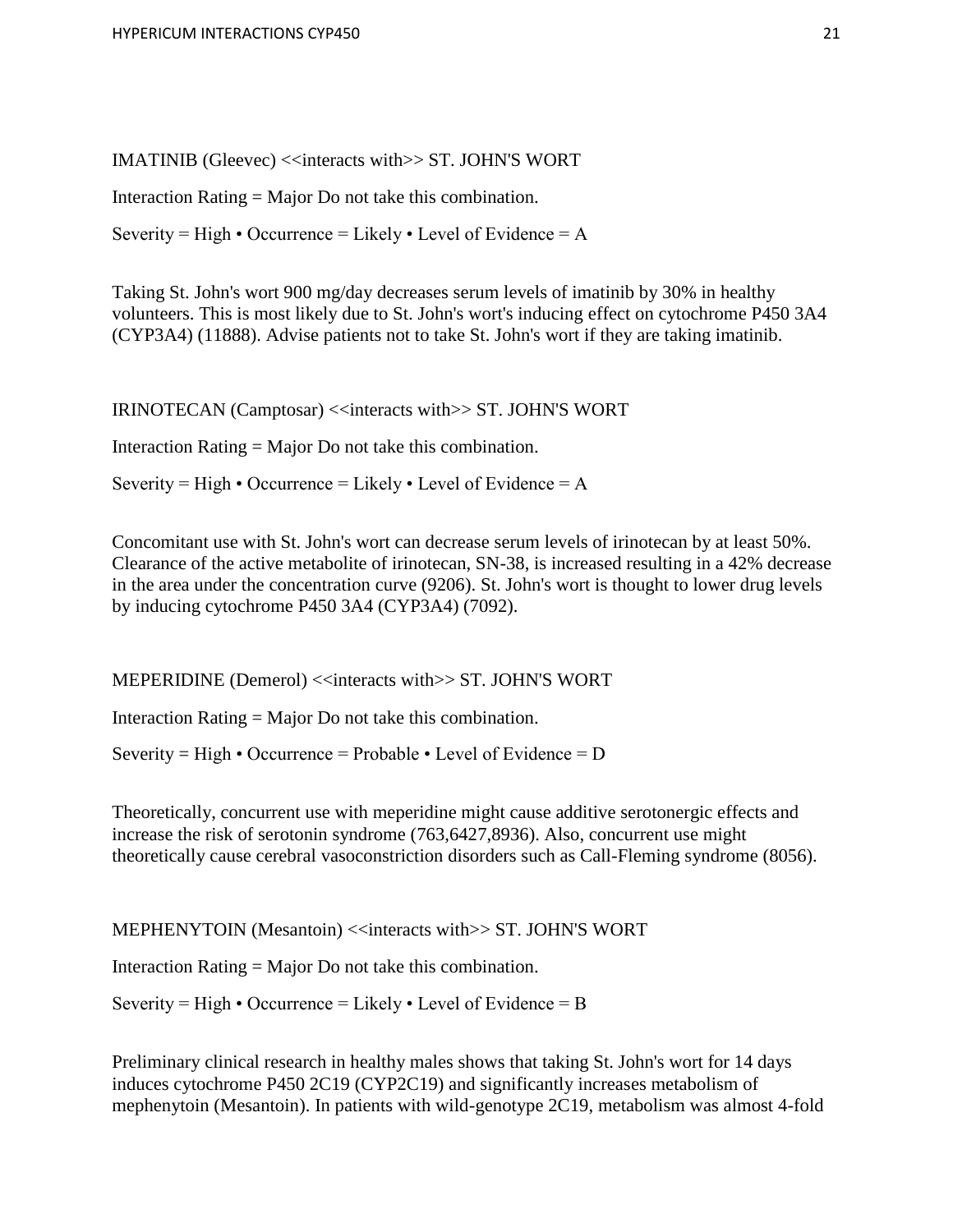IMATINIB (Gleevec) <<interacts with>> ST. JOHN'S WORT

Interaction Rating = Major Do not take this combination.

Severity = High • Occurrence = Likely • Level of Evidence = A

Taking St. John's wort 900 mg/day decreases serum levels of imatinib by 30% in healthy volunteers. This is most likely due to St. John's wort's inducing effect on cytochrome P450 3A4 (CYP3A4) (11888). Advise patients not to take St. John's wort if they are taking imatinib.

IRINOTECAN (Camptosar) <<interacts with>> ST. JOHN'S WORT

Interaction Rating = Major Do not take this combination.

Severity = High • Occurrence = Likely • Level of Evidence = A

Concomitant use with St. John's wort can decrease serum levels of irinotecan by at least 50%. Clearance of the active metabolite of irinotecan, SN-38, is increased resulting in a 42% decrease in the area under the concentration curve (9206). St. John's wort is thought to lower drug levels by inducing cytochrome P450 3A4 (CYP3A4) (7092).

MEPERIDINE (Demerol) <<interacts with>> ST. JOHN'S WORT

Interaction Rating = Major Do not take this combination.

Severity = High • Occurrence = Probable • Level of Evidence = D

Theoretically, concurrent use with meperidine might cause additive serotonergic effects and increase the risk of serotonin syndrome (763,6427,8936). Also, concurrent use might theoretically cause cerebral vasoconstriction disorders such as Call-Fleming syndrome (8056).

MEPHENYTOIN (Mesantoin) <<interacts with>> ST. JOHN'S WORT

Interaction Rating = Major Do not take this combination.

Severity = High • Occurrence = Likely • Level of Evidence = B

Preliminary clinical research in healthy males shows that taking St. John's wort for 14 days induces cytochrome P450 2C19 (CYP2C19) and significantly increases metabolism of mephenytoin (Mesantoin). In patients with wild-genotype 2C19, metabolism was almost 4-fold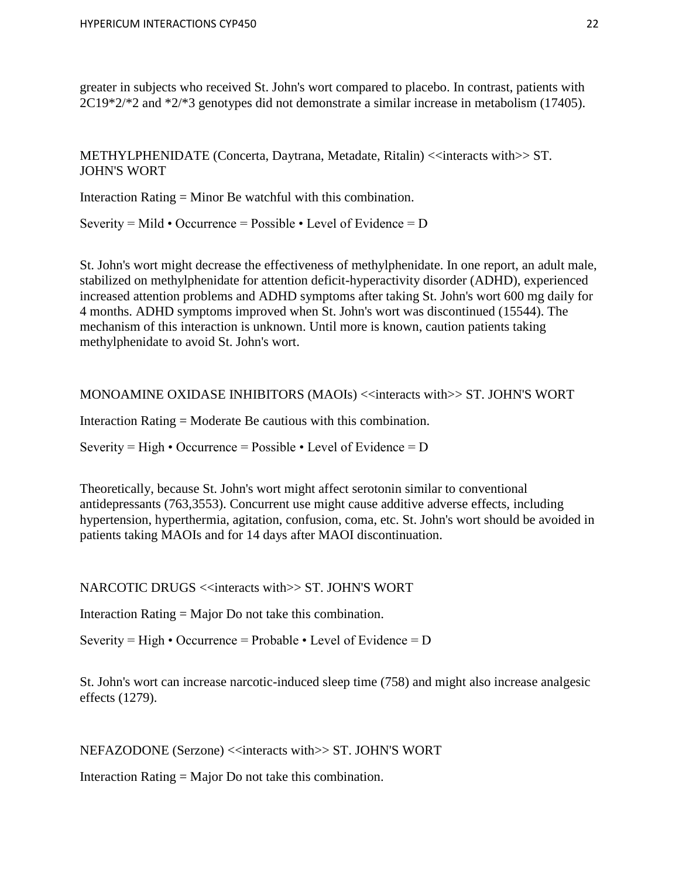greater in subjects who received St. John's wort compared to placebo. In contrast, patients with 2C19*2/*2 and *2/*3 genotypes did not demonstrate a similar increase in metabolism (17405).

METHYLPHENIDATE (Concerta, Daytrana, Metadate, Ritalin) <<interacts with>> ST. JOHN'S WORT

Interaction Rating = Minor Be watchful with this combination.

Severity = Mild • Occurrence = Possible • Level of Evidence = D

St. John's wort might decrease the effectiveness of methylphenidate. In one report, an adult male, stabilized on methylphenidate for attention deficit-hyperactivity disorder (ADHD), experienced increased attention problems and ADHD symptoms after taking St. John's wort 600 mg daily for 4 months. ADHD symptoms improved when St. John's wort was discontinued (15544). The mechanism of this interaction is unknown. Until more is known, caution patients taking methylphenidate to avoid St. John's wort.

MONOAMINE OXIDASE INHIBITORS (MAOIs) <<interacts with>> ST. JOHN'S WORT

Interaction Rating = Moderate Be cautious with this combination.

Severity = High • Occurrence = Possible • Level of Evidence = D

Theoretically, because St. John's wort might affect serotonin similar to conventional antidepressants (763,3553). Concurrent use might cause additive adverse effects, including hypertension, hyperthermia, agitation, confusion, coma, etc. St. John's wort should be avoided in patients taking MAOIs and for 14 days after MAOI discontinuation.

NARCOTIC DRUGS <<interacts with>> ST. JOHN'S WORT

Interaction Rating = Major Do not take this combination.

Severity = High • Occurrence = Probable • Level of Evidence = D

St. John's wort can increase narcotic-induced sleep time (758) and might also increase analgesic effects (1279).

NEFAZODONE (Serzone) <<interacts with>> ST. JOHN'S WORT

Interaction Rating = Major Do not take this combination.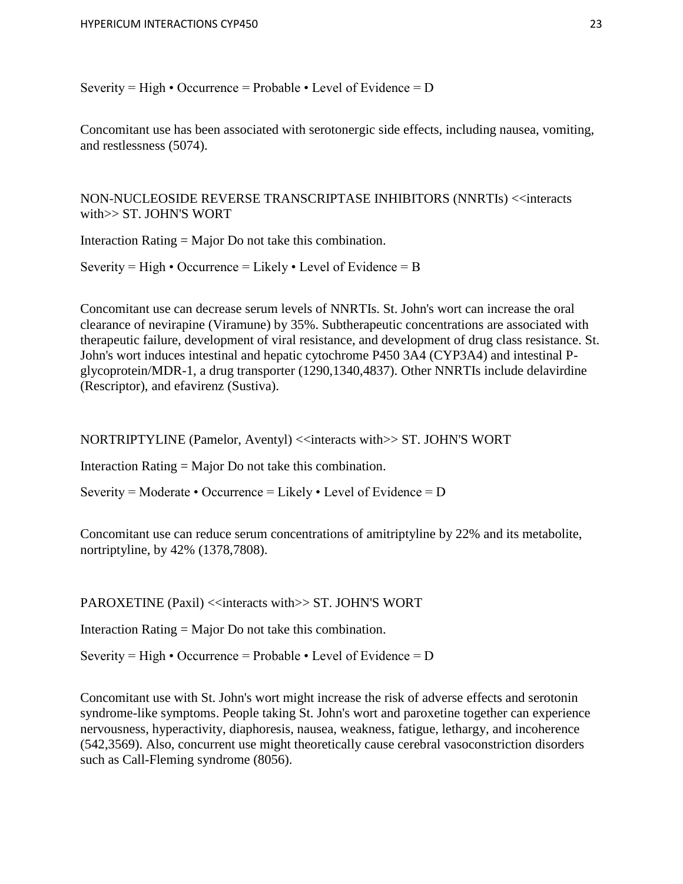Severity = High • Occurrence = Probable • Level of Evidence = D

Concomitant use has been associated with serotonergic side effects, including nausea, vomiting, and restlessness (5074).

NON-NUCLEOSIDE REVERSE TRANSCRIPTASE INHIBITORS (NNRTIs) <<interacts with>> ST. JOHN'S WORT

Interaction Rating = Major Do not take this combination.

Severity = High • Occurrence = Likely • Level of Evidence = B

Concomitant use can decrease serum levels of NNRTIs. St. John's wort can increase the oral clearance of nevirapine (Viramune) by 35%. Subtherapeutic concentrations are associated with therapeutic failure, development of viral resistance, and development of drug class resistance. St. John's wort induces intestinal and hepatic cytochrome P450 3A4 (CYP3A4) and intestinal P-glycoprotein/MDR-1, a drug transporter (1290,1340,4837). Other NNRTIs include delavirdine (Rescriptor), and efavirenz (Sustiva).

NORTRIPTYLINE (Pamelor, Aventyl) <<interacts with>> ST. JOHN'S WORT

Interaction Rating = Major Do not take this combination.

Severity = Moderate • Occurrence = Likely • Level of Evidence = D

Concomitant use can reduce serum concentrations of amitriptyline by 22% and its metabolite, nortriptyline, by 42% (1378,7808).

PAROXETINE (Paxil) <<interacts with>> ST. JOHN'S WORT

Interaction Rating = Major Do not take this combination.

Severity = High • Occurrence = Probable • Level of Evidence = D

Concomitant use with St. John's wort might increase the risk of adverse effects and serotonin syndrome-like symptoms. People taking St. John's wort and paroxetine together can experience nervousness, hyperactivity, diaphoresis, nausea, weakness, fatigue, lethargy, and incoherence (542,3569). Also, concurrent use might theoretically cause cerebral vasoconstriction disorders such as Call-Fleming syndrome (8056).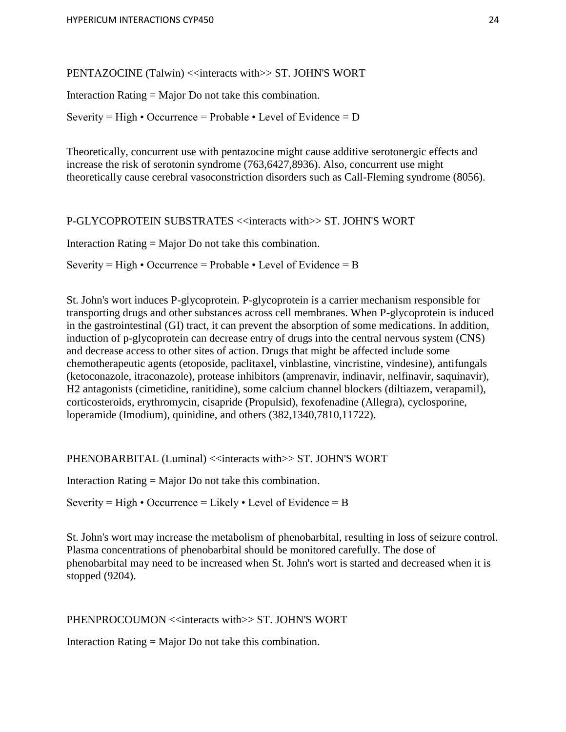PENTAZOCINE (Talwin) <<interacts with>> ST. JOHN'S WORT

Interaction Rating = Major Do not take this combination.

Severity = High • Occurrence = Probable • Level of Evidence = D

Theoretically, concurrent use with pentazocine might cause additive serotonergic effects and increase the risk of serotonin syndrome (763,6427,8936). Also, concurrent use might theoretically cause cerebral vasoconstriction disorders such as Call-Fleming syndrome (8056).

P-GLYCOPROTEIN SUBSTRATES <<interacts with>> ST. JOHN'S WORT

Interaction Rating = Major Do not take this combination.

Severity = High • Occurrence = Probable • Level of Evidence = B

St. John's wort induces P-glycoprotein. P-glycoprotein is a carrier mechanism responsible for transporting drugs and other substances across cell membranes. When P-glycoprotein is induced in the gastrointestinal (GI) tract, it can prevent the absorption of some medications. In addition, induction of p-glycoprotein can decrease entry of drugs into the central nervous system (CNS) and decrease access to other sites of action. Drugs that might be affected include some chemotherapeutic agents (etoposide, paclitaxel, vinblastine, vincristine, vindesine), antifungals (ketoconazole, itraconazole), protease inhibitors (amprenavir, indinavir, nelfinavir, saquinavir), H2 antagonists (cimetidine, ranitidine), some calcium channel blockers (diltiazem, verapamil), corticosteroids, erythromycin, cisapride (Propulsid), fexofenadine (Allegra), cyclosporine, loperamide (Imodium), quinidine, and others (382,1340,7810,11722).

PHENOBARBITAL (Luminal) <<interacts with>> ST. JOHN'S WORT

Interaction Rating = Major Do not take this combination.

Severity = High • Occurrence = Likely • Level of Evidence = B

St. John's wort may increase the metabolism of phenobarbital, resulting in loss of seizure control. Plasma concentrations of phenobarbital should be monitored carefully. The dose of phenobarbital may need to be increased when St. John's wort is started and decreased when it is stopped (9204).

PHENPROCOUMON <<interacts with>> ST. JOHN'S WORT

Interaction Rating = Major Do not take this combination.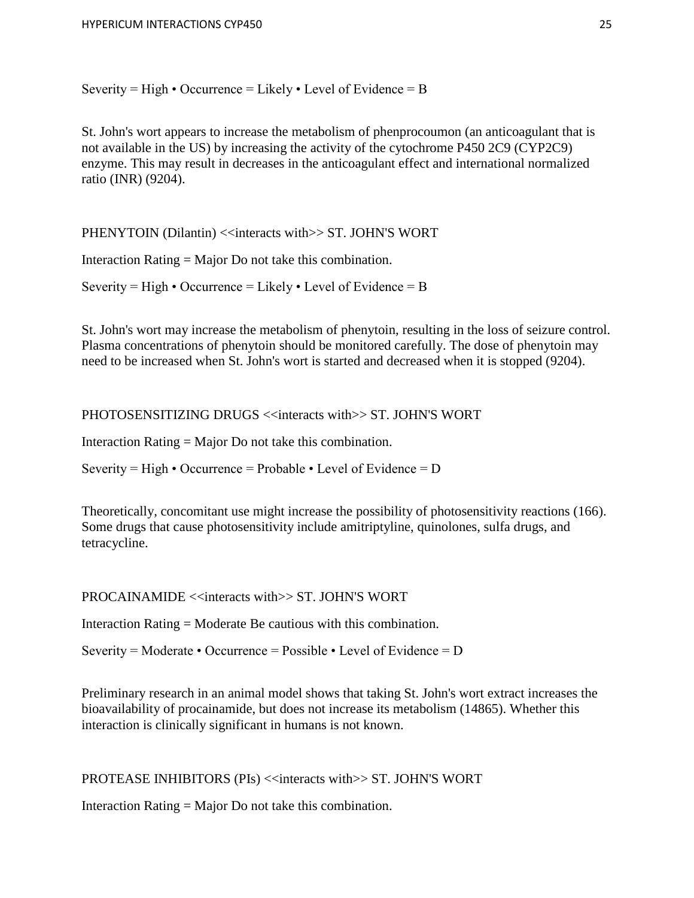Severity = High • Occurrence = Likely • Level of Evidence = B

St. John's wort appears to increase the metabolism of phenprocoumon (an anticoagulant that is not available in the US) by increasing the activity of the cytochrome P450 2C9 (CYP2C9) enzyme. This may result in decreases in the anticoagulant effect and international normalized ratio (INR) (9204).

PHENYTOIN (Dilantin) <<interacts with>> ST. JOHN'S WORT

Interaction Rating = Major Do not take this combination.

Severity = High • Occurrence = Likely • Level of Evidence = B

St. John's wort may increase the metabolism of phenytoin, resulting in the loss of seizure control. Plasma concentrations of phenytoin should be monitored carefully. The dose of phenytoin may need to be increased when St. John's wort is started and decreased when it is stopped (9204).

PHOTOSENSITIZING DRUGS <<interacts with>> ST. JOHN'S WORT

Interaction Rating = Major Do not take this combination.

Severity = High • Occurrence = Probable • Level of Evidence = D

Theoretically, concomitant use might increase the possibility of photosensitivity reactions (166). Some drugs that cause photosensitivity include amitriptyline, quinolones, sulfa drugs, and tetracycline.

PROCAINAMIDE <<interacts with>> ST. JOHN'S WORT

Interaction Rating = Moderate Be cautious with this combination.

Severity = Moderate • Occurrence = Possible • Level of Evidence = D

Preliminary research in an animal model shows that taking St. John's wort extract increases the bioavailability of procainamide, but does not increase its metabolism (14865). Whether this interaction is clinically significant in humans is not known.

PROTEASE INHIBITORS (PIs) <<interacts with>> ST. JOHN'S WORT

Interaction Rating = Major Do not take this combination.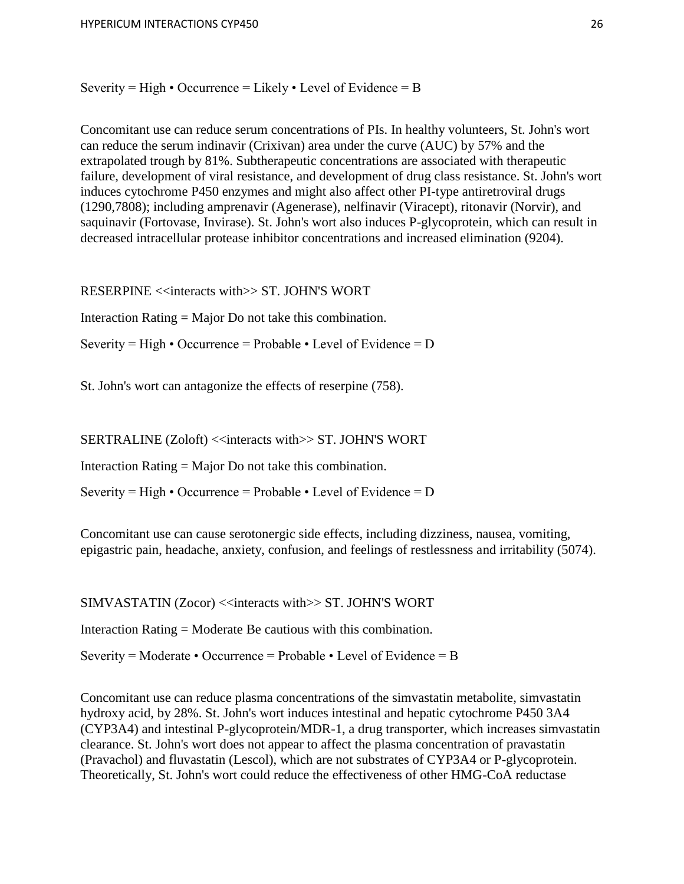Severity = High • Occurrence = Likely • Level of Evidence = B

Concomitant use can reduce serum concentrations of PIs. In healthy volunteers, St. John's wort can reduce the serum indinavir (Crixivan) area under the curve (AUC) by 57% and the extrapolated trough by 81%. Subtherapeutic concentrations are associated with therapeutic failure, development of viral resistance, and development of drug class resistance. St. John's wort induces cytochrome P450 enzymes and might also affect other PI-type antiretroviral drugs (1290,7808); including amprenavir (Agenerase), nelfinavir (Viracept), ritonavir (Norvir), and saquinavir (Fortovase, Invirase). St. John's wort also induces P-glycoprotein, which can result in decreased intracellular protease inhibitor concentrations and increased elimination (9204).

RESERPINE <<interacts with>> ST. JOHN'S WORT

Interaction Rating = Major Do not take this combination.

Severity = High • Occurrence = Probable • Level of Evidence = D

St. John's wort can antagonize the effects of reserpine (758).

SERTRALINE (Zoloft) <<interacts with>> ST. JOHN'S WORT

Interaction Rating = Major Do not take this combination.

Severity = High • Occurrence = Probable • Level of Evidence = D

Concomitant use can cause serotonergic side effects, including dizziness, nausea, vomiting, epigastric pain, headache, anxiety, confusion, and feelings of restlessness and irritability (5074).

SIMVASTATIN (Zocor) <<interacts with>> ST. JOHN'S WORT

Interaction Rating = Moderate Be cautious with this combination.

Severity = Moderate • Occurrence = Probable • Level of Evidence = B

Concomitant use can reduce plasma concentrations of the simvastatin metabolite, simvastatin hydroxy acid, by 28%. St. John's wort induces intestinal and hepatic cytochrome P450 3A4 (CYP3A4) and intestinal P-glycoprotein/MDR-1, a drug transporter, which increases simvastatin clearance. St. John's wort does not appear to affect the plasma concentration of pravastatin (Pravachol) and fluvastatin (Lescol), which are not substrates of CYP3A4 or P-glycoprotein. Theoretically, St. John's wort could reduce the effectiveness of other HMG-CoA reductase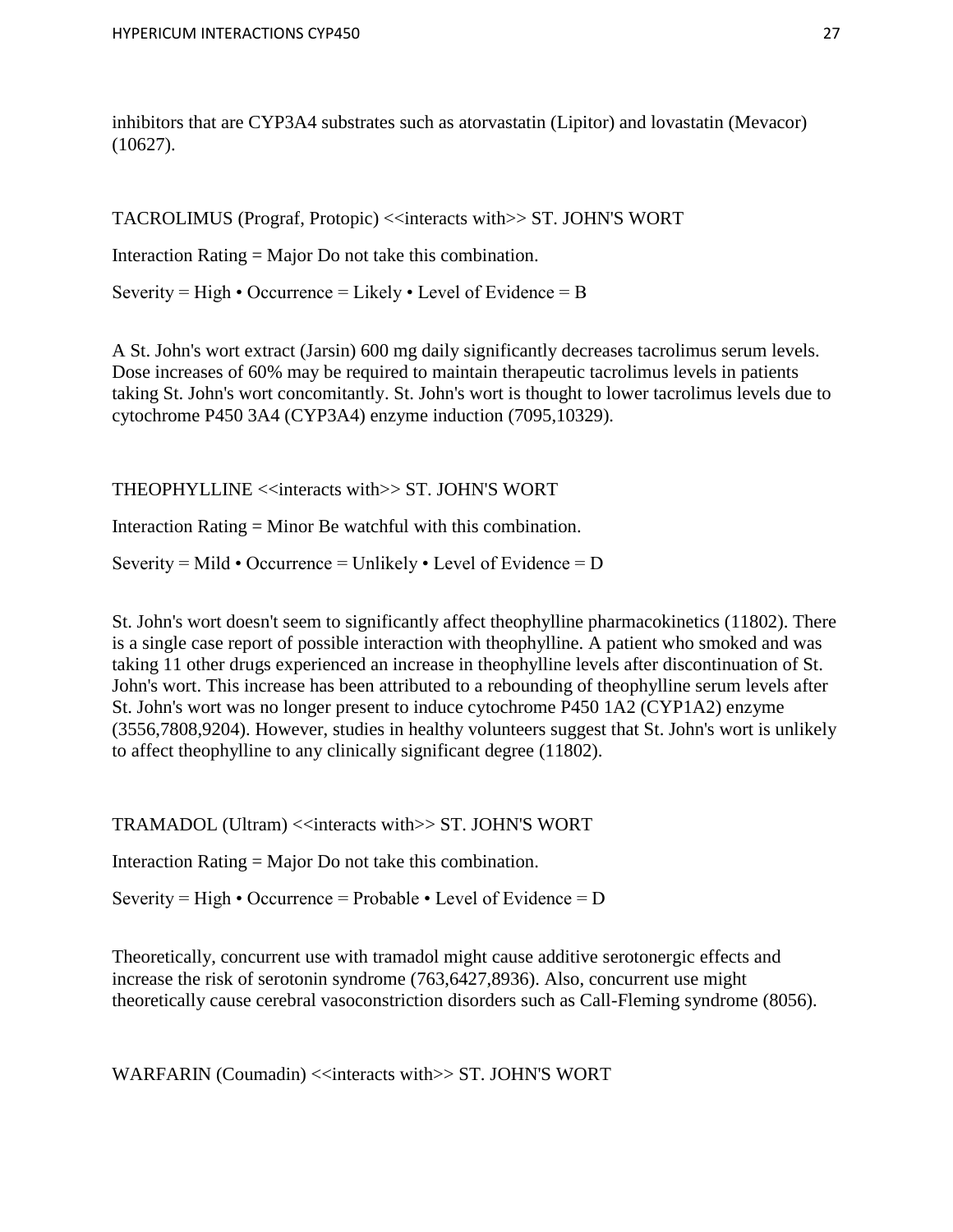inhibitors that are CYP3A4 substrates such as atorvastatin (Lipitor) and lovastatin (Mevacor) (10627).

TACROLIMUS (Prograf, Protopic) <<interacts with>> ST. JOHN'S WORT

Interaction Rating = Major Do not take this combination.

Severity = High • Occurrence = Likely • Level of Evidence = B

A St. John's wort extract (Jarsin) 600 mg daily significantly decreases tacrolimus serum levels. Dose increases of 60% may be required to maintain therapeutic tacrolimus levels in patients taking St. John's wort concomitantly. St. John's wort is thought to lower tacrolimus levels due to cytochrome P450 3A4 (CYP3A4) enzyme induction (7095,10329).

THEOPHYLLINE <<interacts with>> ST. JOHN'S WORT

Interaction Rating = Minor Be watchful with this combination.

Severity = Mild • Occurrence = Unlikely • Level of Evidence = D

St. John's wort doesn't seem to significantly affect theophylline pharmacokinetics (11802). There is a single case report of possible interaction with theophylline. A patient who smoked and was taking 11 other drugs experienced an increase in theophylline levels after discontinuation of St. John's wort. This increase has been attributed to a rebounding of theophylline serum levels after St. John's wort was no longer present to induce cytochrome P450 1A2 (CYP1A2) enzyme (3556,7808,9204). However, studies in healthy volunteers suggest that St. John's wort is unlikely to affect theophylline to any clinically significant degree (11802).

TRAMADOL (Ultram) <<interacts with>> ST. JOHN'S WORT

Interaction Rating = Major Do not take this combination.

Severity = High • Occurrence = Probable • Level of Evidence = D

Theoretically, concurrent use with tramadol might cause additive serotonergic effects and increase the risk of serotonin syndrome (763,6427,8936). Also, concurrent use might theoretically cause cerebral vasoconstriction disorders such as Call-Fleming syndrome (8056).

WARFARIN (Coumadin) <<interacts with>> ST. JOHN'S WORT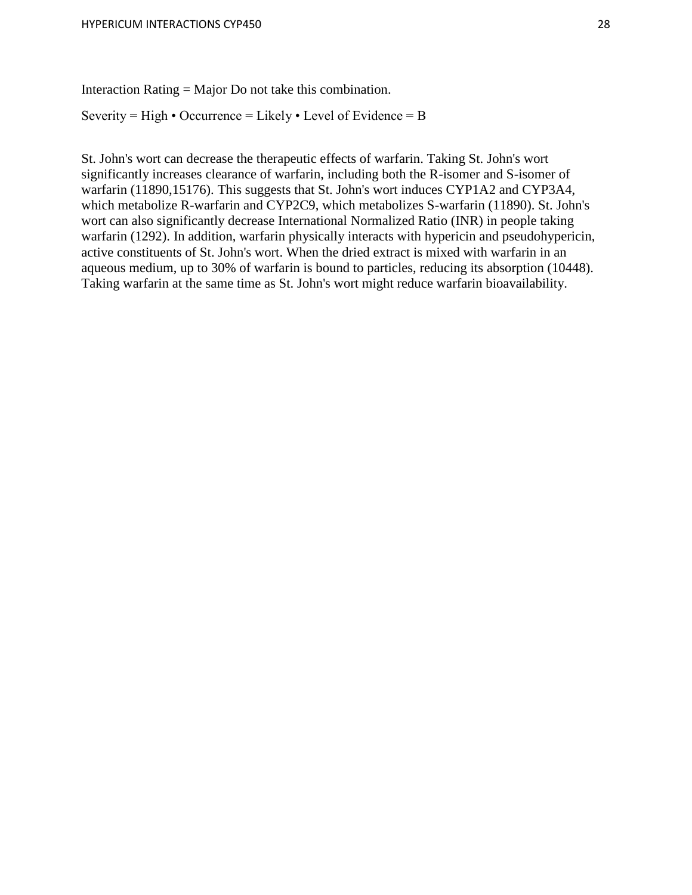Interaction Rating = Major Do not take this combination.

Severity = High • Occurrence = Likely • Level of Evidence = B

St. John's wort can decrease the therapeutic effects of warfarin. Taking St. John's wort significantly increases clearance of warfarin, including both the R-isomer and S-isomer of warfarin (11890,15176). This suggests that St. John's wort induces CYP1A2 and CYP3A4, which metabolize R-warfarin and CYP2C9, which metabolizes S-warfarin (11890). St. John's wort can also significantly decrease International Normalized Ratio (INR) in people taking warfarin (1292). In addition, warfarin physically interacts with hypericin and pseudohypericin, active constituents of St. John's wort. When the dried extract is mixed with warfarin in an aqueous medium, up to 30% of warfarin is bound to particles, reducing its absorption (10448). Taking warfarin at the same time as St. John's wort might reduce warfarin bioavailability.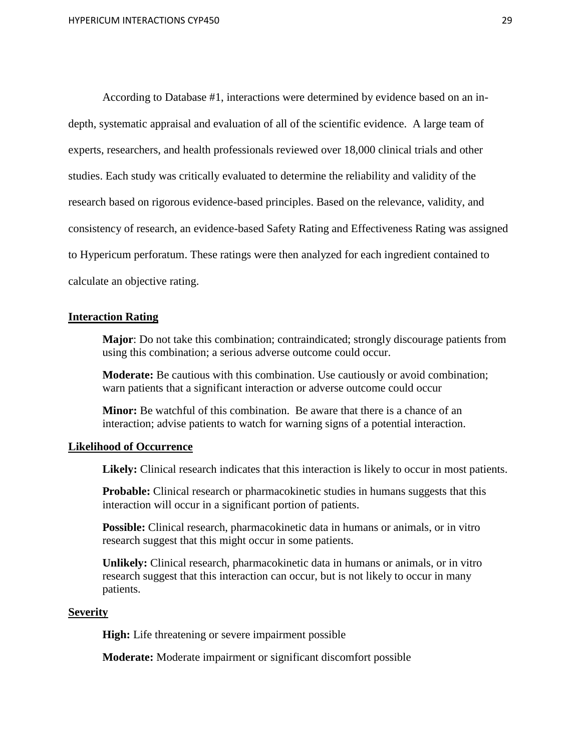According to Database #1, interactions were determined by evidence based on an in-depth, systematic appraisal and evaluation of all of the scientific evidence. A large team of experts, researchers, and health professionals reviewed over 18,000 clinical trials and other studies. Each study was critically evaluated to determine the reliability and validity of the research based on rigorous evidence-based principles. Based on the relevance, validity, and consistency of research, an evidence-based Safety Rating and Effectiveness Rating was assigned to Hypericum perforatum. These ratings were then analyzed for each ingredient contained to calculate an objective rating.

**Interaction Rating**

**Major**: Do not take this combination; contraindicated; strongly discourage patients from using this combination; a serious adverse outcome could occur.

**Moderate:** Be cautious with this combination. Use cautiously or avoid combination; warn patients that a significant interaction or adverse outcome could occur

**Minor:** Be watchful of this combination. Be aware that there is a chance of an interaction; advise patients to watch for warning signs of a potential interaction.

**Likelihood of Occurrence**

**Likely:** Clinical research indicates that this interaction is likely to occur in most patients.

**Probable:** Clinical research or pharmacokinetic studies in humans suggests that this interaction will occur in a significant portion of patients.

**Possible:** Clinical research, pharmacokinetic data in humans or animals, or in vitro research suggest that this might occur in some patients.

**Unlikely:** Clinical research, pharmacokinetic data in humans or animals, or in vitro research suggest that this interaction can occur, but is not likely to occur in many patients.

**Severity**

**High:** Life threatening or severe impairment possible

**Moderate:** Moderate impairment or significant discomfort possible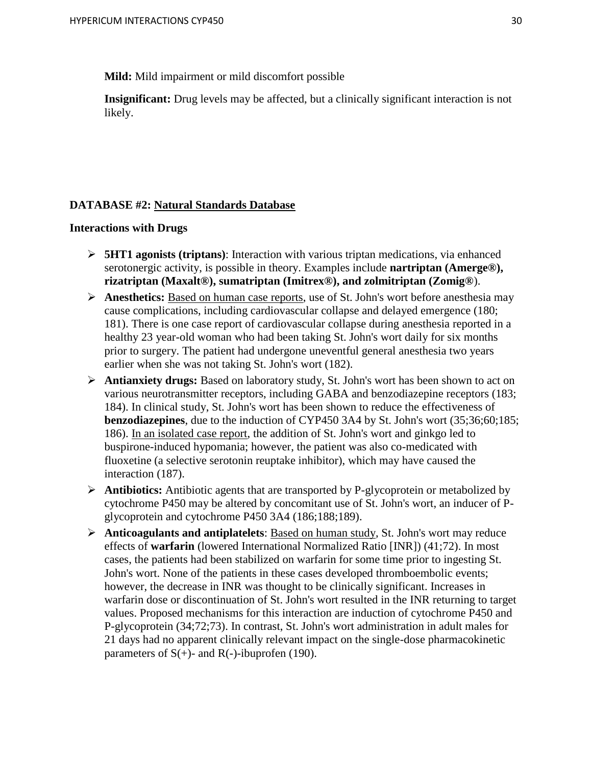**Mild:** Mild impairment or mild discomfort possible

**Insignificant:** Drug levels may be affected, but a clinically significant interaction is not likely.

**DATABASE #2:** <u>**Natural Standards Database**</u>

**Interactions with Drugs**

- **5HT1 agonists (triptans)**: Interaction with various triptan medications, via enhanced serotonergic activity, is possible in theory. Examples include **nartriptan (Amerge®), rizatriptan (Maxalt®), sumatriptan (Imitrex®), and zolmitriptan (Zomig®**).
- **Anesthetics:** <u>Based on human case reports</u>, use of St. John's wort before anesthesia may cause complications, including cardiovascular collapse and delayed emergence (180; 181). There is one case report of cardiovascular collapse during anesthesia reported in a healthy 23 year-old woman who had been taking St. John's wort daily for six months prior to surgery. The patient had undergone uneventful general anesthesia two years earlier when she was not taking St. John's wort (182).
- **Antianxiety drugs:** Based on laboratory study, St. John's wort has been shown to act on various neurotransmitter receptors, including GABA and benzodiazepine receptors (183; 184). In clinical study, St. John's wort has been shown to reduce the effectiveness of **benzodiazepines**, due to the induction of CYP450 3A4 by St. John's wort (35;36;60;185; 186). <u>In an isolated case report</u>, the addition of St. John's wort and ginkgo led to buspirone-induced hypomania; however, the patient was also co-medicated with fluoxetine (a selective serotonin reuptake inhibitor), which may have caused the interaction (187).
- **Antibiotics:** Antibiotic agents that are transported by P-glycoprotein or metabolized by cytochrome P450 may be altered by concomitant use of St. John's wort, an inducer of P-glycoprotein and cytochrome P450 3A4 (186;188;189).
- **Anticoagulants and antiplatelets**: <u>Based on human study</u>, St. John's wort may reduce effects of **warfarin** (lowered International Normalized Ratio [INR]) (41;72). In most cases, the patients had been stabilized on warfarin for some time prior to ingesting St. John's wort. None of the patients in these cases developed thromboembolic events; however, the decrease in INR was thought to be clinically significant. Increases in warfarin dose or discontinuation of St. John's wort resulted in the INR returning to target values. Proposed mechanisms for this interaction are induction of cytochrome P450 and P-glycoprotein (34;72;73). In contrast, St. John's wort administration in adult males for 21 days had no apparent clinically relevant impact on the single-dose pharmacokinetic parameters of S(+)- and R(-)-ibuprofen (190).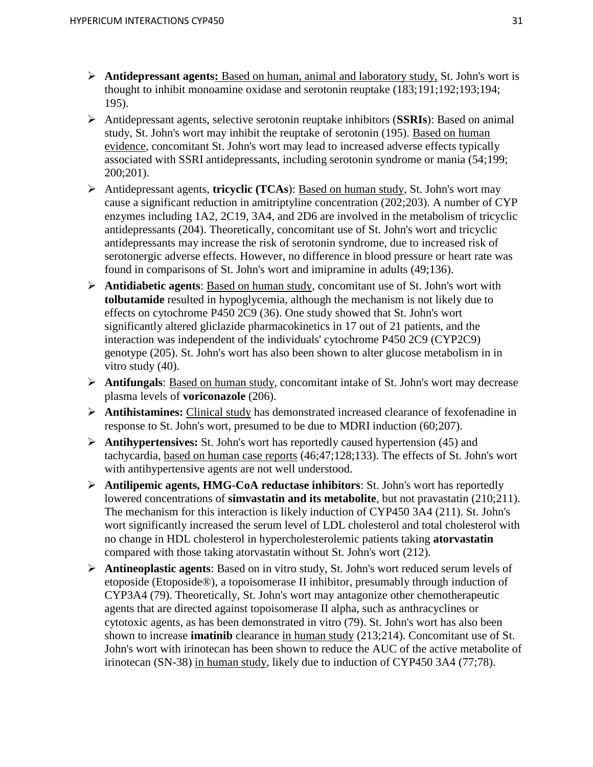- **Antidepressant agents:** Based on human, animal and laboratory study, St. John's wort is thought to inhibit monoamine oxidase and serotonin reuptake (183;191;192;193;194; 195).
- Antidepressant agents, selective serotonin reuptake inhibitors (**SSRIs**): Based on animal study, St. John's wort may inhibit the reuptake of serotonin (195). Based on human evidence, concomitant St. John's wort may lead to increased adverse effects typically associated with SSRI antidepressants, including serotonin syndrome or mania (54;199; 200;201).
- Antidepressant agents, **tricyclic (TCAs**): Based on human study, St. John's wort may cause a significant reduction in amitriptyline concentration (202;203). A number of CYP enzymes including 1A2, 2C19, 3A4, and 2D6 are involved in the metabolism of tricyclic antidepressants (204). Theoretically, concomitant use of St. John's wort and tricyclic antidepressants may increase the risk of serotonin syndrome, due to increased risk of serotonergic adverse effects. However, no difference in blood pressure or heart rate was found in comparisons of St. John's wort and imipramine in adults (49;136).
- **Antidiabetic agents**: Based on human study, concomitant use of St. John's wort with **tolbutamide** resulted in hypoglycemia, although the mechanism is not likely due to effects on cytochrome P450 2C9 (36). One study showed that St. John's wort significantly altered gliclazide pharmacokinetics in 17 out of 21 patients, and the interaction was independent of the individuals' cytochrome P450 2C9 (CYP2C9) genotype (205). St. John's wort has also been shown to alter glucose metabolism in in vitro study (40).
- **Antifungals**: Based on human study, concomitant intake of St. John's wort may decrease plasma levels of **voriconazole** (206).
- **Antihistamines:** Clinical study has demonstrated increased clearance of fexofenadine in response to St. John's wort, presumed to be due to MDRI induction (60;207).
- **Antihypertensives:** St. John's wort has reportedly caused hypertension (45) and tachycardia, based on human case reports (46;47;128;133). The effects of St. John's wort with antihypertensive agents are not well understood.
- **Antilipemic agents, HMG-CoA reductase inhibitors**: St. John's wort has reportedly lowered concentrations of **simvastatin and its metabolite**, but not pravastatin (210;211). The mechanism for this interaction is likely induction of CYP450 3A4 (211). St. John's wort significantly increased the serum level of LDL cholesterol and total cholesterol with no change in HDL cholesterol in hypercholesterolemic patients taking **atorvastatin** compared with those taking atorvastatin without St. John's wort (212).
- **Antineoplastic agents**: Based on in vitro study, St. John's wort reduced serum levels of etoposide (Etoposide®), a topoisomerase II inhibitor, presumably through induction of CYP3A4 (79). Theoretically, St. John's wort may antagonize other chemotherapeutic agents that are directed against topoisomerase II alpha, such as anthracyclines or cytotoxic agents, as has been demonstrated in vitro (79). St. John's wort has also been shown to increase **imatinib** clearance in human study (213;214). Concomitant use of St. John's wort with irinotecan has been shown to reduce the AUC of the active metabolite of irinotecan (SN-38) in human study, likely due to induction of CYP450 3A4 (77;78).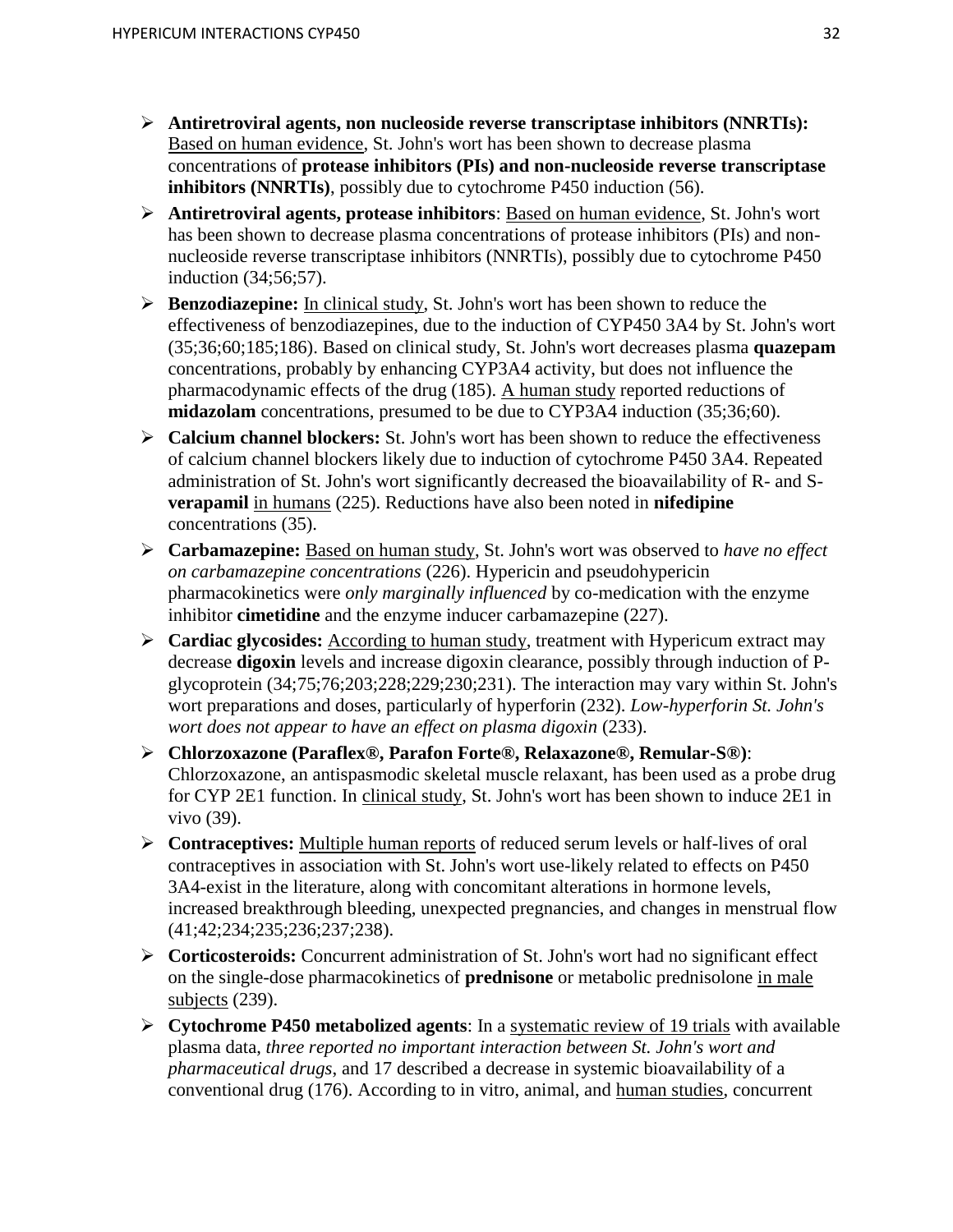- **Antiretroviral agents, non nucleoside reverse transcriptase inhibitors (NNRTIs):** Based on human evidence, St. John's wort has been shown to decrease plasma concentrations of **protease inhibitors (PIs) and non-nucleoside reverse transcriptase inhibitors (NNRTIs)**, possibly due to cytochrome P450 induction (56).
- **Antiretroviral agents, protease inhibitors**: Based on human evidence, St. John's wort has been shown to decrease plasma concentrations of protease inhibitors (PIs) and non-nucleoside reverse transcriptase inhibitors (NNRTIs), possibly due to cytochrome P450 induction (34;56;57).
- **Benzodiazepine:** In clinical study, St. John's wort has been shown to reduce the effectiveness of benzodiazepines, due to the induction of CYP450 3A4 by St. John's wort (35;36;60;185;186). Based on clinical study, St. John's wort decreases plasma **quazepam** concentrations, probably by enhancing CYP3A4 activity, but does not influence the pharmacodynamic effects of the drug (185). A human study reported reductions of **midazolam** concentrations, presumed to be due to CYP3A4 induction (35;36;60).
- **Calcium channel blockers:** St. John's wort has been shown to reduce the effectiveness of calcium channel blockers likely due to induction of cytochrome P450 3A4. Repeated administration of St. John's wort significantly decreased the bioavailability of R- and S-**verapamil** in humans (225). Reductions have also been noted in **nifedipine** concentrations (35).
- **Carbamazepine:** Based on human study, St. John's wort was observed to *have no effect on carbamazepine concentrations* (226). Hypericin and pseudohypericin pharmacokinetics were *only marginally influenced* by co-medication with the enzyme inhibitor **cimetidine** and the enzyme inducer carbamazepine (227).
- **Cardiac glycosides:** According to human study, treatment with Hypericum extract may decrease **digoxin** levels and increase digoxin clearance, possibly through induction of P-glycoprotein (34;75;76;203;228;229;230;231). The interaction may vary within St. John's wort preparations and doses, particularly of hyperforin (232). *Low-hyperforin St. John's wort does not appear to have an effect on plasma digoxin* (233).
- **Chlorzoxazone (Paraflex®, Parafon Forte®, Relaxazone®, Remular-S®)**: Chlorzoxazone, an antispasmodic skeletal muscle relaxant, has been used as a probe drug for CYP 2E1 function. In clinical study, St. John's wort has been shown to induce 2E1 in vivo (39).
- **Contraceptives:** Multiple human reports of reduced serum levels or half-lives of oral contraceptives in association with St. John's wort use-likely related to effects on P450 3A4-exist in the literature, along with concomitant alterations in hormone levels, increased breakthrough bleeding, unexpected pregnancies, and changes in menstrual flow (41;42;234;235;236;237;238).
- **Corticosteroids:** Concurrent administration of St. John's wort had no significant effect on the single-dose pharmacokinetics of **prednisone** or metabolic prednisolone in male subjects (239).
- **Cytochrome P450 metabolized agents**: In a systematic review of 19 trials with available plasma data, *three reported no important interaction between St. John's wort and pharmaceutical drugs*, and 17 described a decrease in systemic bioavailability of a conventional drug (176). According to in vitro, animal, and human studies, concurrent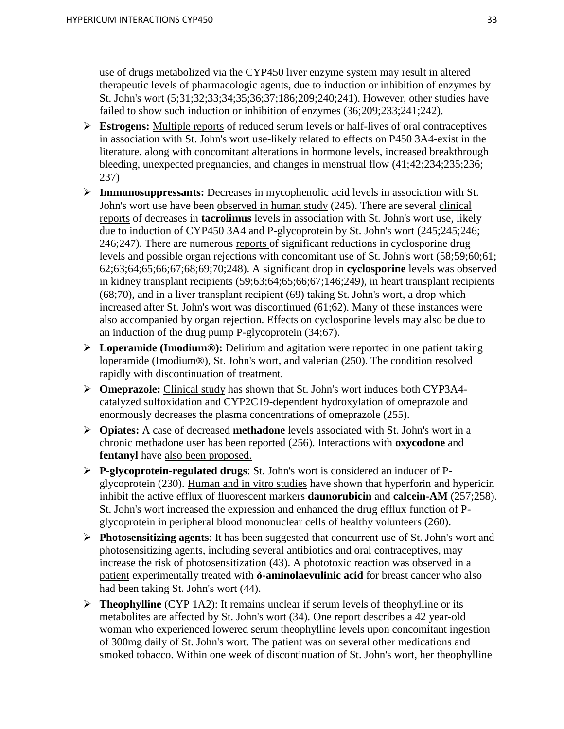use of drugs metabolized via the CYP450 liver enzyme system may result in altered therapeutic levels of pharmacologic agents, due to induction or inhibition of enzymes by St. John's wort (5;31;32;33;34;35;36;37;186;209;240;241). However, other studies have failed to show such induction or inhibition of enzymes (36;209;233;241;242).

- **Estrogens:** Multiple reports of reduced serum levels or half-lives of oral contraceptives in association with St. John's wort use-likely related to effects on P450 3A4-exist in the literature, along with concomitant alterations in hormone levels, increased breakthrough bleeding, unexpected pregnancies, and changes in menstrual flow (41;42;234;235;236; 237)
- **Immunosuppressants:** Decreases in mycophenolic acid levels in association with St. John's wort use have been observed in human study (245). There are several clinical reports of decreases in **tacrolimus** levels in association with St. John's wort use, likely due to induction of CYP450 3A4 and P-glycoprotein by St. John's wort (245;245;246; 246;247). There are numerous reports of significant reductions in cyclosporine drug levels and possible organ rejections with concomitant use of St. John's wort (58;59;60;61; 62;63;64;65;66;67;68;69;70;248). A significant drop in **cyclosporine** levels was observed in kidney transplant recipients (59;63;64;65;66;67;146;249), in heart transplant recipients (68;70), and in a liver transplant recipient (69) taking St. John's wort, a drop which increased after St. John's wort was discontinued (61;62). Many of these instances were also accompanied by organ rejection. Effects on cyclosporine levels may also be due to an induction of the drug pump P-glycoprotein (34;67).
- **Loperamide (Imodium®):** Delirium and agitation were reported in one patient taking loperamide (Imodium®), St. John's wort, and valerian (250). The condition resolved rapidly with discontinuation of treatment.
- **Omeprazole:** Clinical study has shown that St. John's wort induces both CYP3A4-catalyzed sulfoxidation and CYP2C19-dependent hydroxylation of omeprazole and enormously decreases the plasma concentrations of omeprazole (255).
- **Opiates:** A case of decreased **methadone** levels associated with St. John's wort in a chronic methadone user has been reported (256). Interactions with **oxycodone** and **fentanyl** have also been proposed.
- **P-glycoprotein-regulated drugs**: St. John's wort is considered an inducer of P-glycoprotein (230). Human and in vitro studies have shown that hyperforin and hypericin inhibit the active efflux of fluorescent markers **daunorubicin** and **calcein-AM** (257;258). St. John's wort increased the expression and enhanced the drug efflux function of P-glycoprotein in peripheral blood mononuclear cells of healthy volunteers (260).
- **Photosensitizing agents**: It has been suggested that concurrent use of St. John's wort and photosensitizing agents, including several antibiotics and oral contraceptives, may increase the risk of photosensitization (43). A phototoxic reaction was observed in a patient experimentally treated with **δ-aminolaevulinic acid** for breast cancer who also had been taking St. John's wort (44).
- **Theophylline** (CYP 1A2): It remains unclear if serum levels of theophylline or its metabolites are affected by St. John's wort (34). One report describes a 42 year-old woman who experienced lowered serum theophylline levels upon concomitant ingestion of 300mg daily of St. John's wort. The patient was on several other medications and smoked tobacco. Within one week of discontinuation of St. John's wort, her theophylline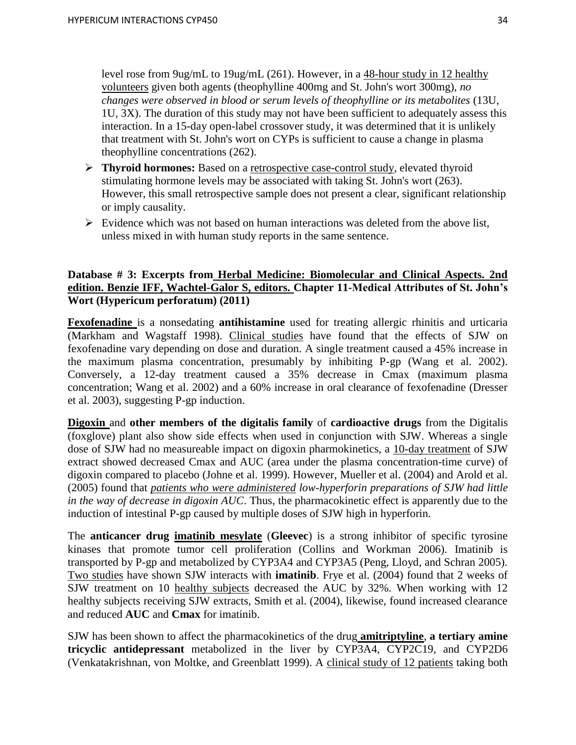level rose from 9ug/mL to 19ug/mL (261). However, in a 48-hour study in 12 healthy volunteers given both agents (theophylline 400mg and St. John's wort 300mg), *no changes were observed in blood or serum levels of theophylline or its metabolites* (13U, 1U, 3X). The duration of this study may not have been sufficient to adequately assess this interaction. In a 15-day open-label crossover study, it was determined that it is unlikely that treatment with St. John's wort on CYPs is sufficient to cause a change in plasma theophylline concentrations (262).

- **Thyroid hormones:** Based on a retrospective case-control study, elevated thyroid stimulating hormone levels may be associated with taking St. John's wort (263). However, this small retrospective sample does not present a clear, significant relationship or imply causality.
- Evidence which was not based on human interactions was deleted from the above list, unless mixed in with human study reports in the same sentence.

**Database # 3: Excerpts from Herbal Medicine: Biomolecular and Clinical Aspects. 2nd edition. Benzie IFF, Wachtel-Galor S, editors. Chapter 11-Medical Attributes of St. John's Wort (Hypericum perforatum) (2011)**

**Fexofenadine** is a nonsedating **antihistamine** used for treating allergic rhinitis and urticaria (Markham and Wagstaff 1998). Clinical studies have found that the effects of SJW on fexofenadine vary depending on dose and duration. A single treatment caused a 45% increase in the maximum plasma concentration, presumably by inhibiting P-gp (Wang et al. 2002). Conversely, a 12-day treatment caused a 35% decrease in Cmax (maximum plasma concentration; Wang et al. 2002) and a 60% increase in oral clearance of fexofenadine (Dresser et al. 2003), suggesting P-gp induction.

**Digoxin** and **other members of the digitalis family** of **cardioactive drugs** from the Digitalis (foxglove) plant also show side effects when used in conjunction with SJW. Whereas a single dose of SJW had no measureable impact on digoxin pharmokinetics, a 10-day treatment of SJW extract showed decreased Cmax and AUC (area under the plasma concentration-time curve) of digoxin compared to placebo (Johne et al. 1999). However, Mueller et al. (2004) and Arold et al. (2005) found that *patients who were administered low-hyperforin preparations of SJW had little in the way of decrease in digoxin AUC*. Thus, the pharmacokinetic effect is apparently due to the induction of intestinal P-gp caused by multiple doses of SJW high in hyperforin.

The **anticancer drug imatinib mesylate** (**Gleevec**) is a strong inhibitor of specific tyrosine kinases that promote tumor cell proliferation (Collins and Workman 2006). Imatinib is transported by P-gp and metabolized by CYP3A4 and CYP3A5 (Peng, Lloyd, and Schran 2005). Two studies have shown SJW interacts with **imatinib**. Frye et al. (2004) found that 2 weeks of SJW treatment on 10 healthy subjects decreased the AUC by 32%. When working with 12 healthy subjects receiving SJW extracts, Smith et al. (2004), likewise, found increased clearance and reduced **AUC** and **Cmax** for imatinib.

SJW has been shown to affect the pharmacokinetics of the drug **amitriptyline**, **a tertiary amine tricyclic antidepressant** metabolized in the liver by CYP3A4, CYP2C19, and CYP2D6 (Venkatakrishnan, von Moltke, and Greenblatt 1999). A clinical study of 12 patients taking both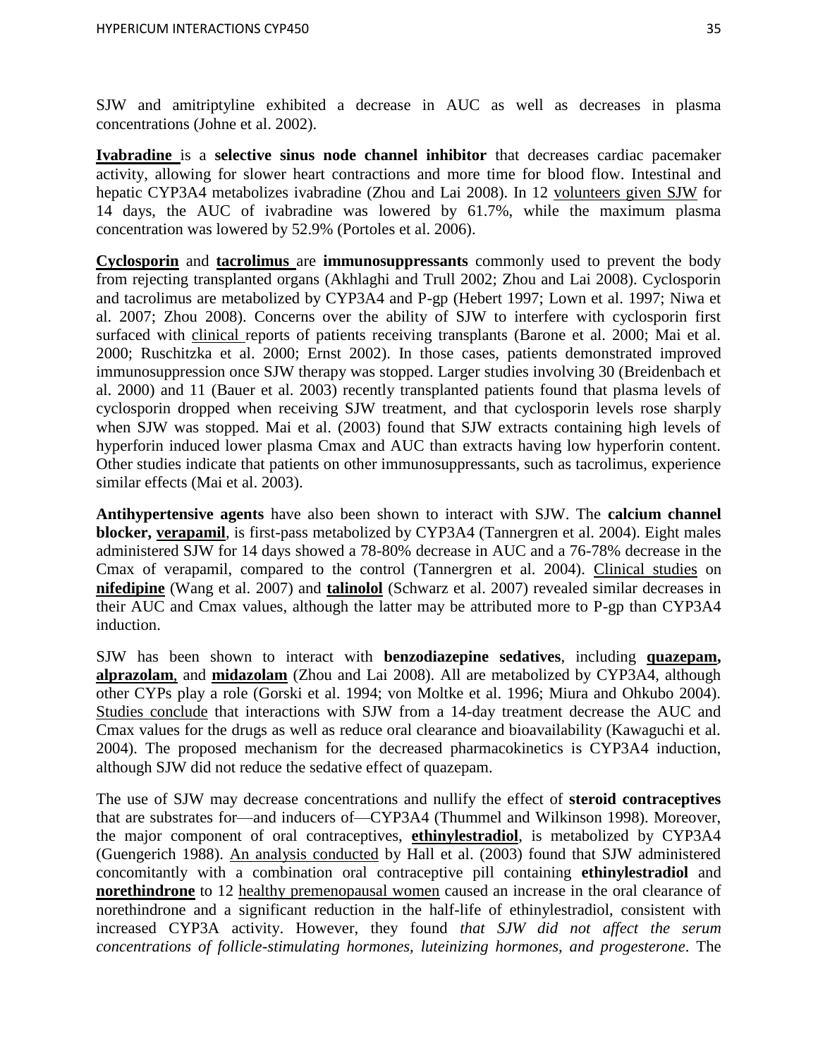SJW and amitriptyline exhibited a decrease in AUC as well as decreases in plasma concentrations (Johne et al. 2002).

**Ivabradine** is a **selective sinus node channel inhibitor** that decreases cardiac pacemaker activity, allowing for slower heart contractions and more time for blood flow. Intestinal and hepatic CYP3A4 metabolizes ivabradine (Zhou and Lai 2008). In 12 volunteers given SJW for 14 days, the AUC of ivabradine was lowered by 61.7%, while the maximum plasma concentration was lowered by 52.9% (Portoles et al. 2006).

**Cyclosporin** and **tacrolimus** are **immunosuppressants** commonly used to prevent the body from rejecting transplanted organs (Akhlaghi and Trull 2002; Zhou and Lai 2008). Cyclosporin and tacrolimus are metabolized by CYP3A4 and P-gp (Hebert 1997; Lown et al. 1997; Niwa et al. 2007; Zhou 2008). Concerns over the ability of SJW to interfere with cyclosporin first surfaced with clinical reports of patients receiving transplants (Barone et al. 2000; Mai et al. 2000; Ruschitzka et al. 2000; Ernst 2002). In those cases, patients demonstrated improved immunosuppression once SJW therapy was stopped. Larger studies involving 30 (Breidenbach et al. 2000) and 11 (Bauer et al. 2003) recently transplanted patients found that plasma levels of cyclosporin dropped when receiving SJW treatment, and that cyclosporin levels rose sharply when SJW was stopped. Mai et al. (2003) found that SJW extracts containing high levels of hyperforin induced lower plasma Cmax and AUC than extracts having low hyperforin content. Other studies indicate that patients on other immunosuppressants, such as tacrolimus, experience similar effects (Mai et al. 2003).

**Antihypertensive agents** have also been shown to interact with SJW. The **calcium channel blocker, verapamil**, is first-pass metabolized by CYP3A4 (Tannergren et al. 2004). Eight males administered SJW for 14 days showed a 78-80% decrease in AUC and a 76-78% decrease in the Cmax of verapamil, compared to the control (Tannergren et al. 2004). Clinical studies on **nifedipine** (Wang et al. 2007) and **talinolol** (Schwarz et al. 2007) revealed similar decreases in their AUC and Cmax values, although the latter may be attributed more to P-gp than CYP3A4 induction.

SJW has been shown to interact with **benzodiazepine sedatives**, including **quazepam, alprazolam**, and **midazolam** (Zhou and Lai 2008). All are metabolized by CYP3A4, although other CYPs play a role (Gorski et al. 1994; von Moltke et al. 1996; Miura and Ohkubo 2004). Studies conclude that interactions with SJW from a 14-day treatment decrease the AUC and Cmax values for the drugs as well as reduce oral clearance and bioavailability (Kawaguchi et al. 2004). The proposed mechanism for the decreased pharmacokinetics is CYP3A4 induction, although SJW did not reduce the sedative effect of quazepam.

The use of SJW may decrease concentrations and nullify the effect of **steroid contraceptives** that are substrates for—and inducers of—CYP3A4 (Thummel and Wilkinson 1998). Moreover, the major component of oral contraceptives, **ethinylestradiol**, is metabolized by CYP3A4 (Guengerich 1988). An analysis conducted by Hall et al. (2003) found that SJW administered concomitantly with a combination oral contraceptive pill containing **ethinylestradiol** and **norethindrone** to 12 healthy premenopausal women caused an increase in the oral clearance of norethindrone and a significant reduction in the half-life of ethinylestradiol, consistent with increased CYP3A activity. However, they found *that SJW did not affect the serum concentrations of follicle-stimulating hormones, luteinizing hormones, and progesterone*. The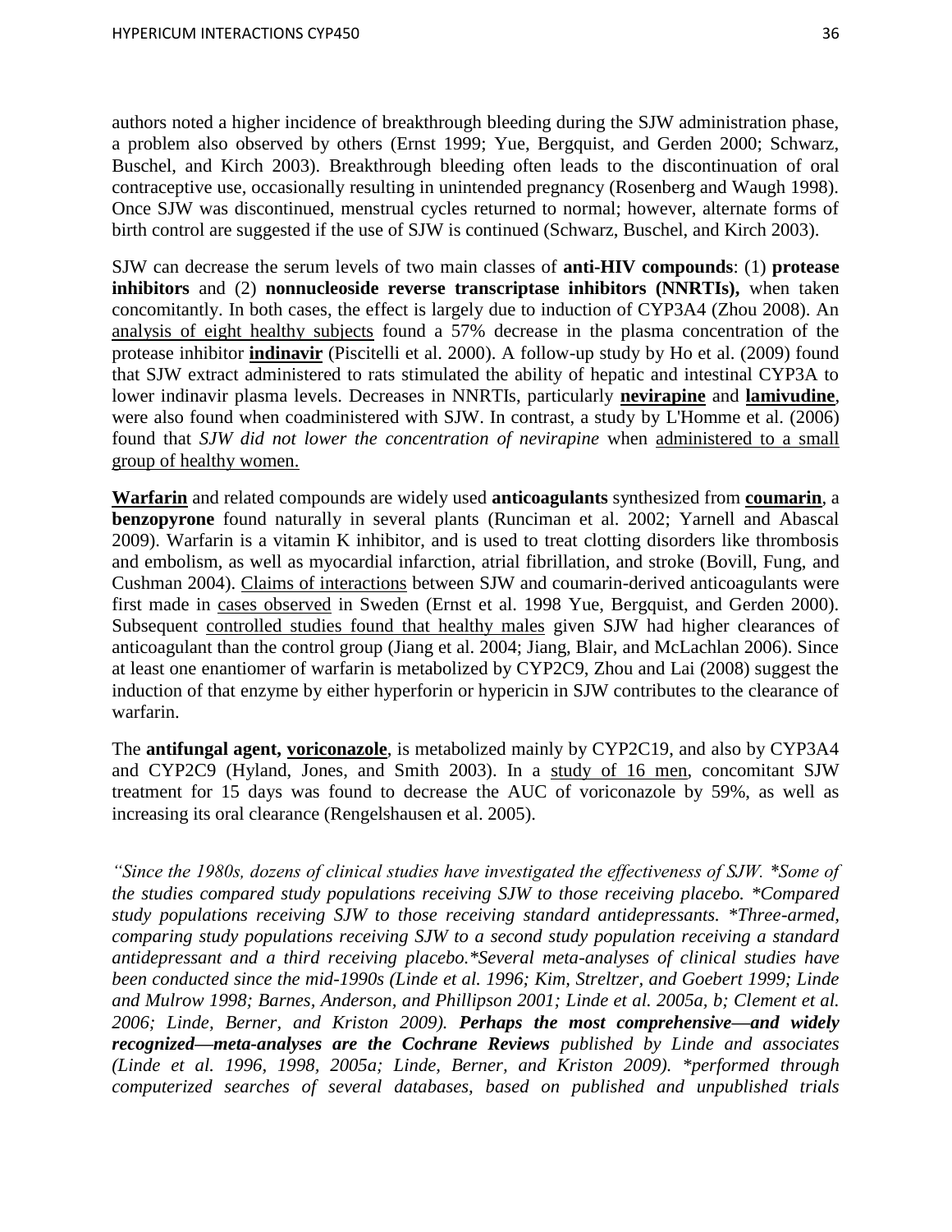authors noted a higher incidence of breakthrough bleeding during the SJW administration phase, a problem also observed by others (Ernst 1999; Yue, Bergquist, and Gerden 2000; Schwarz, Buschel, and Kirch 2003). Breakthrough bleeding often leads to the discontinuation of oral contraceptive use, occasionally resulting in unintended pregnancy (Rosenberg and Waugh 1998). Once SJW was discontinued, menstrual cycles returned to normal; however, alternate forms of birth control are suggested if the use of SJW is continued (Schwarz, Buschel, and Kirch 2003).

SJW can decrease the serum levels of two main classes of **anti-HIV compounds**: (1) **protease inhibitors** and (2) **nonnucleoside reverse transcriptase inhibitors (NNRTIs),** when taken concomitantly. In both cases, the effect is largely due to induction of CYP3A4 (Zhou 2008). An analysis of eight healthy subjects found a 57% decrease in the plasma concentration of the protease inhibitor **indinavir** (Piscitelli et al. 2000). A follow-up study by Ho et al. (2009) found that SJW extract administered to rats stimulated the ability of hepatic and intestinal CYP3A to lower indinavir plasma levels. Decreases in NNRTIs, particularly **nevirapine** and **lamivudine**, were also found when coadministered with SJW. In contrast, a study by L'Homme et al. (2006) found that *SJW did not lower the concentration of nevirapine* when administered to a small group of healthy women.

**Warfarin** and related compounds are widely used **anticoagulants** synthesized from **coumarin**, a **benzopyrone** found naturally in several plants (Runciman et al. 2002; Yarnell and Abascal 2009). Warfarin is a vitamin K inhibitor, and is used to treat clotting disorders like thrombosis and embolism, as well as myocardial infarction, atrial fibrillation, and stroke (Bovill, Fung, and Cushman 2004). Claims of interactions between SJW and coumarin-derived anticoagulants were first made in cases observed in Sweden (Ernst et al. 1998 Yue, Bergquist, and Gerden 2000). Subsequent controlled studies found that healthy males given SJW had higher clearances of anticoagulant than the control group (Jiang et al. 2004; Jiang, Blair, and McLachlan 2006). Since at least one enantiomer of warfarin is metabolized by CYP2C9, Zhou and Lai (2008) suggest the induction of that enzyme by either hyperforin or hypericin in SJW contributes to the clearance of warfarin.

The **antifungal agent, voriconazole**, is metabolized mainly by CYP2C19, and also by CYP3A4 and CYP2C9 (Hyland, Jones, and Smith 2003). In a study of 16 men, concomitant SJW treatment for 15 days was found to decrease the AUC of voriconazole by 59%, as well as increasing its oral clearance (Rengelshausen et al. 2005).

*"Since the 1980s, dozens of clinical studies have investigated the effectiveness of SJW. *Some of the studies compared study populations receiving SJW to those receiving placebo. *Compared study populations receiving SJW to those receiving standard antidepressants. *Three-armed, comparing study populations receiving SJW to a second study population receiving a standard antidepressant and a third receiving placebo.*Several meta-analyses of clinical studies have been conducted since the mid-1990s (Linde et al. 1996; Kim, Streltzer, and Goebert 1999; Linde and Mulrow 1998; Barnes, Anderson, and Phillipson 2001; Linde et al. 2005a, b; Clement et al. 2006; Linde, Berner, and Kriston 2009).* ***Perhaps the most comprehensive—and widely recognized—meta-analyses are the Cochrane Reviews*** *published by Linde and associates (Linde et al. 1996, 1998, 2005a; Linde, Berner, and Kriston 2009). *performed through computerized searches of several databases, based on published and unpublished trials*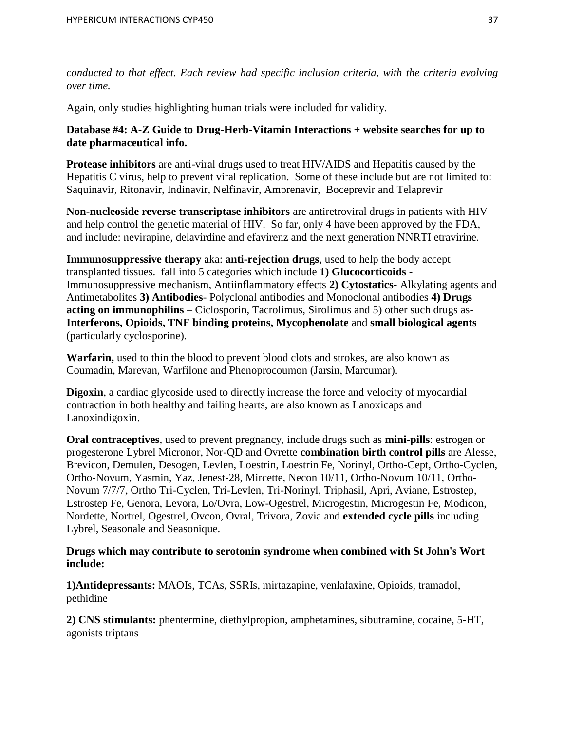*conducted to that effect. Each review had specific inclusion criteria, with the criteria evolving over time.*

Again, only studies highlighting human trials were included for validity.

**Database #4: <u>A-Z Guide to Drug-Herb-Vitamin Interactions</u> + website searches for up to date pharmaceutical info.**

**Protease inhibitors** are anti-viral drugs used to treat HIV/AIDS and Hepatitis caused by the Hepatitis C virus, help to prevent viral replication. Some of these include but are not limited to: Saquinavir, Ritonavir, Indinavir, Nelfinavir, Amprenavir, Boceprevir and Telaprevir

**Non-nucleoside reverse transcriptase inhibitors** are antiretroviral drugs in patients with HIV and help control the genetic material of HIV. So far, only 4 have been approved by the FDA, and include: nevirapine, delavirdine and efavirenz and the next generation NNRTI etravirine.

**Immunosuppressive therapy** aka: **anti-rejection drugs**, used to help the body accept transplanted tissues. fall into 5 categories which include **1) Glucocorticoids** - Immunosuppressive mechanism, Antiinflammatory effects **2) Cytostatics**- Alkylating agents and Antimetabolites **3) Antibodies**- Polyclonal antibodies and Monoclonal antibodies **4) Drugs acting on immunophilins** – Ciclosporin, Tacrolimus, Sirolimus and 5) other such drugs as- **Interferons, Opioids, TNF binding proteins, Mycophenolate** and **small biological agents** (particularly cyclosporine).

**Warfarin,** used to thin the blood to prevent blood clots and strokes, are also known as Coumadin, Marevan, Warfilone and Phenoprocoumon (Jarsin, Marcumar).

**Digoxin**, a cardiac glycoside used to directly increase the force and velocity of myocardial contraction in both healthy and failing hearts, are also known as Lanoxicaps and Lanoxindigoxin.

**Oral contraceptives**, used to prevent pregnancy, include drugs such as **mini-pills**: estrogen or progesterone Lybrel Micronor, Nor-QD and Ovrette **combination birth control pills** are Alesse, Brevicon, Demulen, Desogen, Levlen, Loestrin, Loestrin Fe, Norinyl, Ortho-Cept, Ortho-Cyclen, Ortho-Novum, Yasmin, Yaz, Jenest-28, Mircette, Necon 10/11, Ortho-Novum 10/11, Ortho-Novum 7/7/7, Ortho Tri-Cyclen, Tri-Levlen, Tri-Norinyl, Triphasil, Apri, Aviane, Estrostep, Estrostep Fe, Genora, Levora, Lo/Ovra, Low-Ogestrel, Microgestin, Microgestin Fe, Modicon, Nordette, Nortrel, Ogestrel, Ovcon, Ovral, Trivora, Zovia and **extended cycle pills** including Lybrel, Seasonale and Seasonique.

**Drugs which may contribute to serotonin syndrome when combined with St John's Wort include:**

**1)Antidepressants:** MAOIs, TCAs, SSRIs, mirtazapine, venlafaxine, Opioids, tramadol, pethidine

**2) CNS stimulants:** phentermine, diethylpropion, amphetamines, sibutramine, cocaine, 5-HT, agonists triptans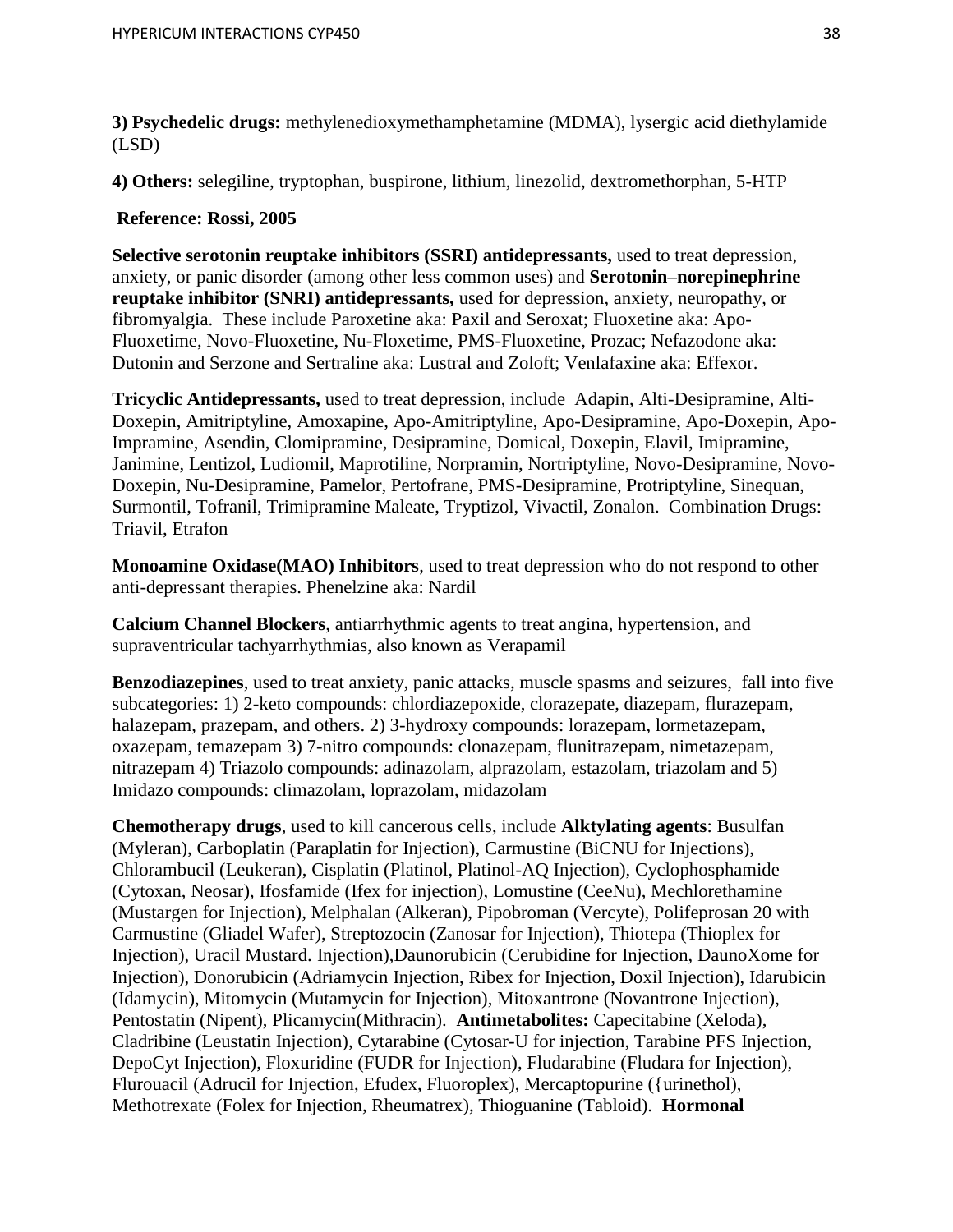**3) Psychedelic drugs:** methylenedioxymethamphetamine (MDMA), lysergic acid diethylamide (LSD)

**4) Others:** selegiline, tryptophan, buspirone, lithium, linezolid, dextromethorphan, 5-HTP

**Reference: Rossi, 2005**

**Selective serotonin reuptake inhibitors (SSRI) antidepressants,** used to treat depression, anxiety, or panic disorder (among other less common uses) and **Serotonin–norepinephrine reuptake inhibitor (SNRI) antidepressants,** used for depression, anxiety, neuropathy, or fibromyalgia. These include Paroxetine aka: Paxil and Seroxat; Fluoxetine aka: Apo-Fluoxetime, Novo-Fluoxetine, Nu-Floxetime, PMS-Fluoxetine, Prozac; Nefazodone aka: Dutonin and Serzone and Sertraline aka: Lustral and Zoloft; Venlafaxine aka: Effexor.

**Tricyclic Antidepressants,** used to treat depression, include Adapin, Alti-Desipramine, Alti-Doxepin, Amitriptyline, Amoxapine, Apo-Amitriptyline, Apo-Desipramine, Apo-Doxepin, Apo-Impramine, Asendin, Clomipramine, Desipramine, Domical, Doxepin, Elavil, Imipramine, Janimine, Lentizol, Ludiomil, Maprotiline, Norpramin, Nortriptyline, Novo-Desipramine, Novo-Doxepin, Nu-Desipramine, Pamelor, Pertofrane, PMS-Desipramine, Protriptyline, Sinequan, Surmontil, Tofranil, Trimipramine Maleate, Tryptizol, Vivactil, Zonalon. Combination Drugs: Triavil, Etrafon

**Monoamine Oxidase(MAO) Inhibitors**, used to treat depression who do not respond to other anti-depressant therapies. Phenelzine aka: Nardil

**Calcium Channel Blockers**, antiarrhythmic agents to treat angina, hypertension, and supraventricular tachyarrhythmias, also known as Verapamil

**Benzodiazepines**, used to treat anxiety, panic attacks, muscle spasms and seizures, fall into five subcategories: 1) 2-keto compounds: chlordiazepoxide, clorazepate, diazepam, flurazepam, halazepam, prazepam, and others. 2) 3-hydroxy compounds: lorazepam, lormetazepam, oxazepam, temazepam 3) 7-nitro compounds: clonazepam, flunitrazepam, nimetazepam, nitrazepam 4) Triazolo compounds: adinazolam, alprazolam, estazolam, triazolam and 5) Imidazo compounds: climazolam, loprazolam, midazolam

**Chemotherapy drugs**, used to kill cancerous cells, include **Alktylating agents**: Busulfan (Myleran), Carboplatin (Paraplatin for Injection), Carmustine (BiCNU for Injections), Chlorambucil (Leukeran), Cisplatin (Platinol, Platinol-AQ Injection), Cyclophosphamide (Cytoxan, Neosar), Ifosfamide (Ifex for injection), Lomustine (CeeNu), Mechlorethamine (Mustargen for Injection), Melphalan (Alkeran), Pipobroman (Vercyte), Polifeprosan 20 with Carmustine (Gliadel Wafer), Streptozocin (Zanosar for Injection), Thiotepa (Thioplex for Injection), Uracil Mustard. Injection),Daunorubicin (Cerubidine for Injection, DaunoXome for Injection), Donorubicin (Adriamycin Injection, Ribex for Injection, Doxil Injection), Idarubicin (Idamycin), Mitomycin (Mutamycin for Injection), Mitoxantrone (Novantrone Injection), Pentostatin (Nipent), Plicamycin(Mithracin). **Antimetabolites:** Capecitabine (Xeloda), Cladribine (Leustatin Injection), Cytarabine (Cytosar-U for injection, Tarabine PFS Injection, DepoCyt Injection), Floxuridine (FUDR for Injection), Fludarabine (Fludara for Injection), Flurouacil (Adrucil for Injection, Efudex, Fluoroplex), Mercaptopurine ({urinethol), Methotrexate (Folex for Injection, Rheumatrex), Thioguanine (Tabloid). **Hormonal**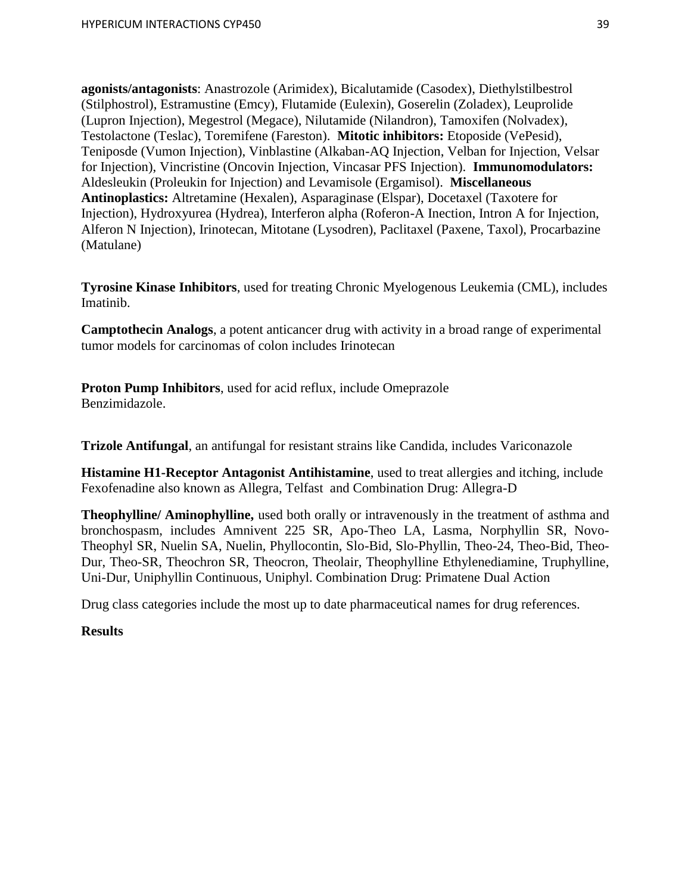**agonists/antagonists**: Anastrozole (Arimidex), Bicalutamide (Casodex), Diethylstilbestrol (Stilphostrol), Estramustine (Emcy), Flutamide (Eulexin), Goserelin (Zoladex), Leuprolide (Lupron Injection), Megestrol (Megace), Nilutamide (Nilandron), Tamoxifen (Nolvadex), Testolactone (Teslac), Toremifene (Fareston). **Mitotic inhibitors:** Etoposide (VePesid), Teniposde (Vumon Injection), Vinblastine (Alkaban-AQ Injection, Velban for Injection, Velsar for Injection), Vincristine (Oncovin Injection, Vincasar PFS Injection). **Immunomodulators:** Aldesleukin (Proleukin for Injection) and Levamisole (Ergamisol). **Miscellaneous Antinoplastics:** Altretamine (Hexalen), Asparaginase (Elspar), Docetaxel (Taxotere for Injection), Hydroxyurea (Hydrea), Interferon alpha (Roferon-A Inection, Intron A for Injection, Alferon N Injection), Irinotecan, Mitotane (Lysodren), Paclitaxel (Paxene, Taxol), Procarbazine (Matulane)

**Tyrosine Kinase Inhibitors**, used for treating Chronic Myelogenous Leukemia (CML), includes Imatinib.

**Camptothecin Analogs**, a potent anticancer drug with activity in a broad range of experimental tumor models for carcinomas of colon includes Irinotecan

**Proton Pump Inhibitors**, used for acid reflux, include Omeprazole Benzimidazole.

**Trizole Antifungal**, an antifungal for resistant strains like Candida, includes Variconazole

**Histamine H1-Receptor Antagonist Antihistamine**, used to treat allergies and itching, include Fexofenadine also known as Allegra, Telfast and Combination Drug: Allegra-D

**Theophylline/ Aminophylline,** used both orally or intravenously in the treatment of asthma and bronchospasm, includes Amnivent 225 SR, Apo-Theo LA, Lasma, Norphyllin SR, Novo-Theophyl SR, Nuelin SA, Nuelin, Phyllocontin, Slo-Bid, Slo-Phyllin, Theo-24, Theo-Bid, Theo-Dur, Theo-SR, Theochron SR, Theocron, Theolair, Theophylline Ethylenediamine, Truphylline, Uni-Dur, Uniphyllin Continuous, Uniphyl. Combination Drug: Primatene Dual Action

Drug class categories include the most up to date pharmaceutical names for drug references.

**Results**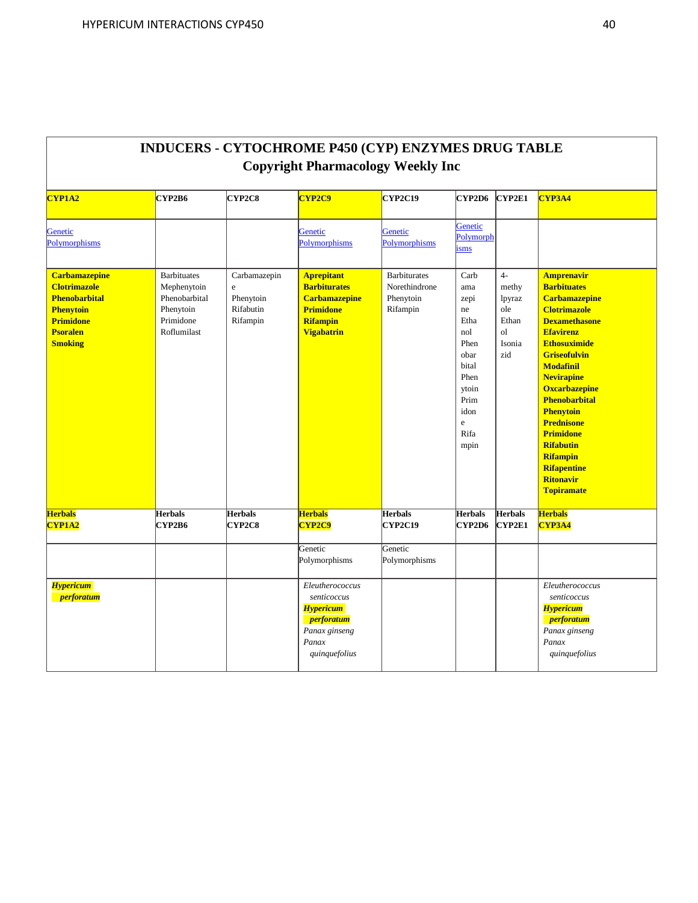## INDUCERS - CYTOCHROME P450 (CYP) ENZYMES DRUG TABLE
## Copyright Pharmacology Weekly Inc

| CYP1A2 | CYP2B6 | CYP2C8 | CYP2C9 | CYP2C19 | CYP2D6 | CYP2E1 | CYP3A4 |
|---|---|---|---|---|---|---|---|
| Genetic Polymorphisms | | | Genetic Polymorphisms | Genetic Polymorphisms | Genetic Polymorphisms | | |
| **Carbamazepine**<br>**Clotrimazole**<br>**Phenobarbital**<br>**Phenytoin**<br>**Primidone**<br>**Psoralen**<br>**Smoking** | Barbituates<br>Mephenytoin<br>Phenobarbital<br>Phenytoin<br>Primidone<br>Roflumilast | Carbamazepine<br>Phenytoin<br>Rifabutin<br>Rifampin | **Aprepitant**<br>**Barbiturates**<br>**Carbamazepine**<br>**Primidone**<br>**Rifampin**<br>**Vigabatrin** | Barbiturates<br>Norethindrone<br>Phenytoin<br>Rifampin | Carbamazepine<br>Ethanol<br>Phenobarbital<br>Phenytoin<br>Primidone<br>Rifampin | 4-methylpyrazole<br>Ethanol<br>Isoniazid | **Amprenavir**<br>**Barbituates**<br>**Carbamazepine**<br>**Clotrimazole**<br>**Dexamethasone**<br>**Efavirenz**<br>**Ethosuximide**<br>**Griseofulvin**<br>**Modafinil**<br>**Nevirapine**<br>**Oxcarbazepine**<br>**Phenobarbital**<br>**Phenytoin**<br>**Prednisone**<br>**Primidone**<br>**Rifabutin**<br>**Rifampin**<br>**Rifapentine**<br>**Ritonavir**<br>**Topiramate** |
| **Herbals CYP1A2** | **Herbals CYP2B6** | **Herbals CYP2C8** | **Herbals CYP2C9** | **Herbals CYP2C19** | **Herbals CYP2D6** | **Herbals CYP2E1** | **Herbals CYP3A4** |
| | | | Genetic Polymorphisms | Genetic Polymorphisms | | | |
| ***Hypericum perforatum*** | | | *Eleutherococcus senticoccus*<br>***Hypericum perforatum***<br>*Panax ginseng*<br>*Panax quinquefolius* | | | | *Eleutherococcus senticoccus*<br>***Hypericum perforatum***<br>*Panax ginseng*<br>*Panax quinquefolius* |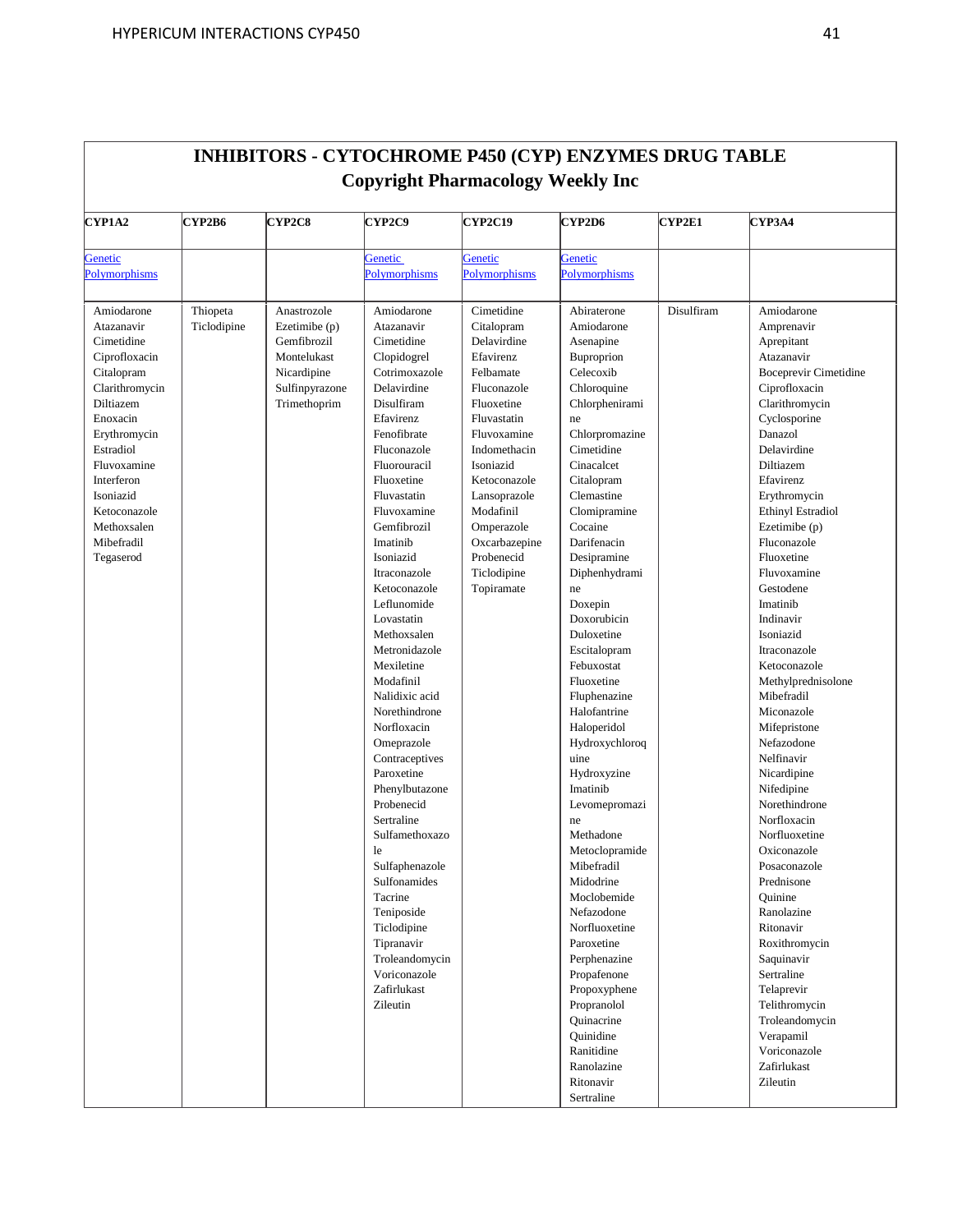# INHIBITORS - CYTOCHROME P450 (CYP) ENZYMES DRUG TABLE

## Copyright Pharmacology Weekly Inc

| CYP1A2 | CYP2B6 | CYP2C8 | CYP2C9 | CYP2C19 | CYP2D6 | CYP2E1 | CYP3A4 |
|---|---|---|---|---|---|---|---|
| Genetic Polymorphisms | | | Genetic Polymorphisms | Genetic Polymorphisms | Genetic Polymorphisms | | |
| Amiodarone<br>Atazanavir<br>Cimetidine<br>Ciprofloxacin<br>Citalopram<br>Clarithromycin<br>Diltiazem<br>Enoxacin<br>Erythromycin<br>Estradiol<br>Fluvoxamine<br>Interferon<br>Isoniazid<br>Ketoconazole<br>Methoxsalen<br>Mibefradil<br>Tegaserod | Thiopeta<br>Ticlodipine | Anastrozole<br>Ezetimibe (p)<br>Gemfibrozil<br>Montelukast<br>Nicardipine<br>Sulfinpyrazone<br>Trimethoprim | Amiodarone<br>Atazanavir<br>Cimetidine<br>Clopidogrel<br>Cotrimoxazole<br>Delavirdine<br>Disulfiram<br>Efavirenz<br>Fenofibrate<br>Fluconazole<br>Fluorouracil<br>Fluoxetine<br>Fluvastatin<br>Fluvoxamine<br>Gemfibrozil<br>Imatinib<br>Isoniazid<br>Itraconazole<br>Ketoconazole<br>Leflunomide<br>Lovastatin<br>Methoxsalen<br>Metronidazole<br>Mexiletine<br>Modafinil<br>Nalidixic acid<br>Norethindrone<br>Norfloxacin<br>Omeprazole<br>Contraceptives<br>Paroxetine<br>Phenylbutazone<br>Probenecid<br>Sertraline<br>Sulfamethoxazole<br>Sulfaphenazole<br>Sulfonamides<br>Tacrine<br>Teniposide<br>Ticlodipine<br>Tipranavir<br>Troleandomycin<br>Voriconazole<br>Zafirlukast<br>Zileutin | Cimetidine<br>Citalopram<br>Delavirdine<br>Efavirenz<br>Felbamate<br>Fluconazole<br>Fluoxetine<br>Fluvastatin<br>Fluvoxamine<br>Indomethacin<br>Isoniazid<br>Ketoconazole<br>Lansoprazole<br>Modafinil<br>Omperazole<br>Oxcarbazepine<br>Probenecid<br>Ticlodipine<br>Topiramate | Abiraterone<br>Amiodarone<br>Asenapine<br>Buproprion<br>Celecoxib<br>Chloroquine<br>Chlorpheniramine<br>Chlorpromazine<br>Cimetidine<br>Cinacalcet<br>Citalopram<br>Clemastine<br>Clomipramine<br>Cocaine<br>Darifenacin<br>Desipramine<br>Diphenhydramine<br>Doxepin<br>Doxorubicin<br>Duloxetine<br>Escitalopram<br>Febuxostat<br>Fluoxetine<br>Fluphenazine<br>Halofantrine<br>Haloperidol<br>Hydroxychloroquine<br>Hydroxyzine<br>Imatinib<br>Levomepromazine<br>Methadone<br>Metoclopramide<br>Mibefradil<br>Midodrine<br>Moclobemide<br>Nefazodone<br>Norfluoxetine<br>Paroxetine<br>Perphenazine<br>Propafenone<br>Propoxyphene<br>Propranolol<br>Quinacrine<br>Quinidine<br>Ranitidine<br>Ranolazine<br>Ritonavir<br>Sertraline | Disulfiram | Amiodarone<br>Amprenavir<br>Aprepitant<br>Atazanavir<br>Boceprevir Cimetidine<br>Ciprofloxacin<br>Clarithromycin<br>Cyclosporine<br>Danazol<br>Delavirdine<br>Diltiazem<br>Efavirenz<br>Erythromycin<br>Ethinyl Estradiol<br>Ezetimibe (p)<br>Fluconazole<br>Fluoxetine<br>Fluvoxamine<br>Gestodene<br>Imatinib<br>Indinavir<br>Isoniazid<br>Itraconazole<br>Ketoconazole<br>Methylprednisolone<br>Mibefradil<br>Miconazole<br>Mifepristone<br>Nefazodone<br>Nelfinavir<br>Nicardipine<br>Nifedipine<br>Norethindrone<br>Norfloxacin<br>Norfluoxetine<br>Oxiconazole<br>Posaconazole<br>Prednisone<br>Quinine<br>Ranolazine<br>Ritonavir<br>Roxithromycin<br>Saquinavir<br>Sertraline<br>Telaprevir<br>Telithromycin<br>Troleandomycin<br>Verapamil<br>Voriconazole<br>Zafirlukast<br>Zileutin |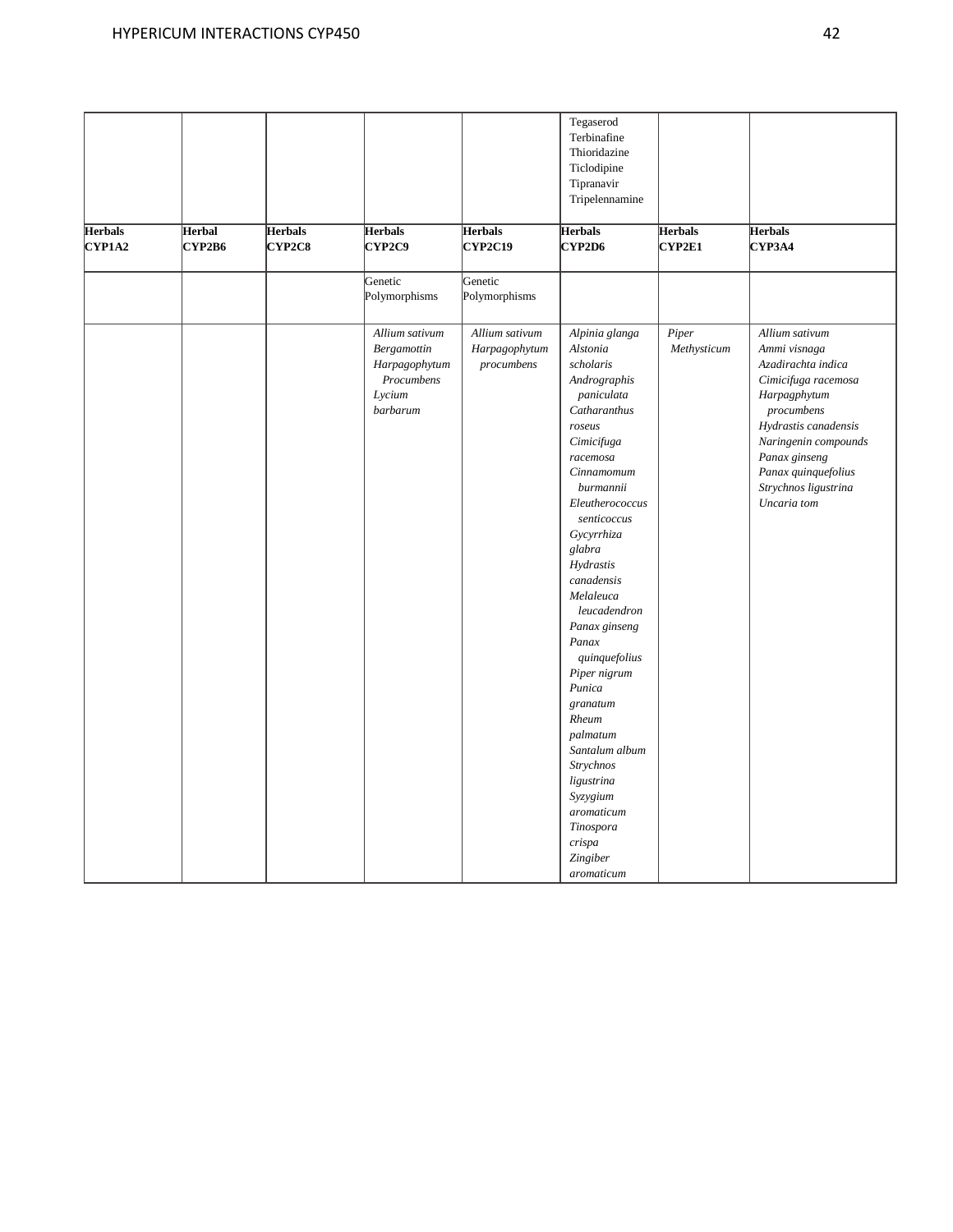| | | | | | | | |
|---|---|---|---|---|---|---|---|
| | | | | | Tegaserod<br>Terbinafine<br>Thioridazine<br>Ticlodipine<br>Tipranavir<br>Tripelennamine | | |
| **Herbals CYP1A2** | **Herbal CYP2B6** | **Herbals CYP2C8** | **Herbals CYP2C9** | **Herbals CYP2C19** | **Herbals CYP2D6** | **Herbals CYP2E1** | **Herbals CYP3A4** |
| | | | Genetic Polymorphisms | Genetic Polymorphisms | | | |
| | | | *Allium sativum*<br>*Bergamottin*<br>*Harpagophytum Procumbens*<br>*Lycium barbarum* | *Allium sativum*<br>*Harpagophytum procumbens* | *Alpinia glanga*<br>*Alstonia scholaris*<br>*Andrographis paniculata*<br>*Catharanthus roseus*<br>*Cimicifuga racemosa*<br>*Cinnamomum burmannii*<br>*Eleutherococcus senticoccus*<br>*Gycyrrhiza glabra*<br>*Hydrastis canadensis*<br>*Melaleuca leucadendron*<br>*Panax ginseng*<br>*Panax quinquefolius*<br>*Piper nigrum*<br>*Punica granatum*<br>*Rheum palmatum*<br>*Santalum album*<br>*Strychnos ligustrina*<br>*Syzygium aromaticum*<br>*Tinospora crispa*<br>*Zingiber aromaticum* | *Piper Methysticum* | *Allium sativum*<br>*Ammi visnaga*<br>*Azadirachta indica*<br>*Cimicifuga racemosa*<br>*Harpagphytum procumbens*<br>*Hydrastis canadensis*<br>*Naringenin compounds*<br>*Panax ginseng*<br>*Panax quinquefolius*<br>*Strychnos ligustrina*<br>*Uncaria tom* |